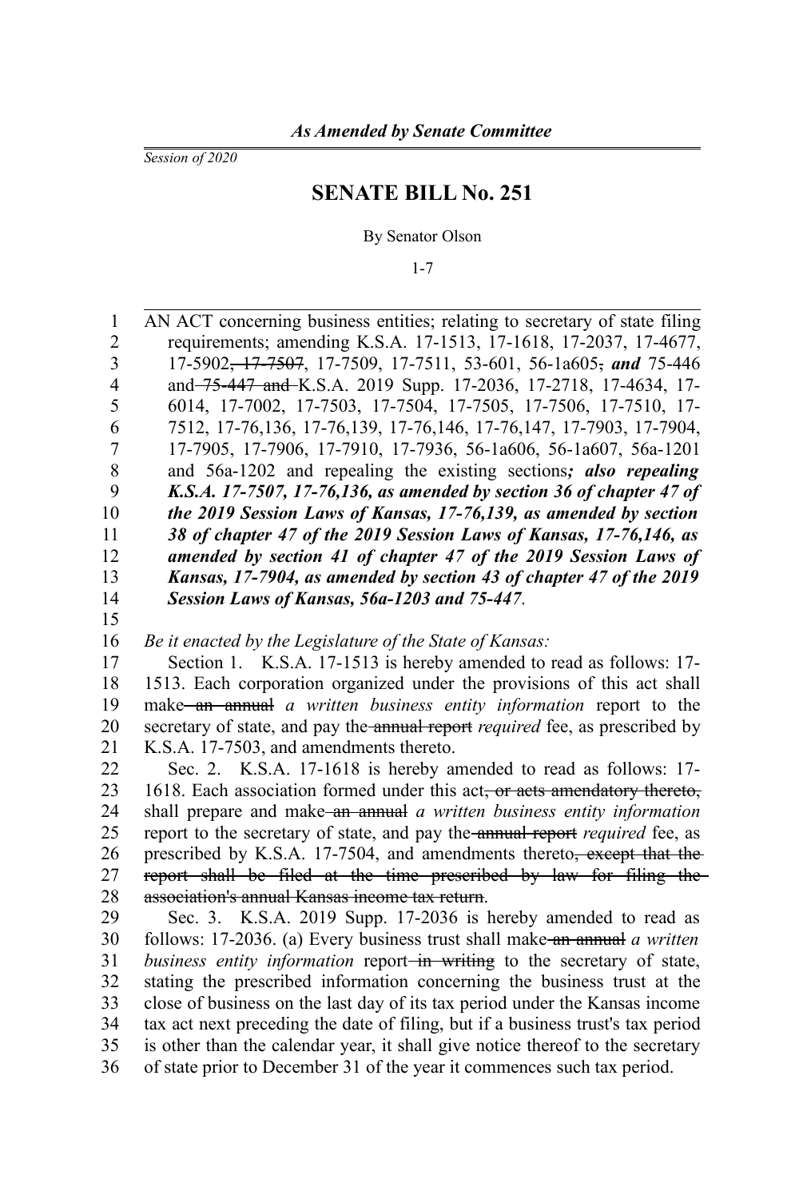*As Amended by Senate Committee*

*Session of 2020*

# SENATE BILL No. 251

By Senator Olson

1-7

AN ACT concerning business entities; relating to secretary of state filing requirements; amending K.S.A. 17-1513, 17-1618, 17-2037, 17-4677, 17-5902~~, 17-7507~~, 17-7509, 17-7511, 53-601, 56-1a605~~,~~ ***and*** 75-446 and ~~75-447 and~~ K.S.A. 2019 Supp. 17-2036, 17-2718, 17-4634, 17-6014, 17-7002, 17-7503, 17-7504, 17-7505, 17-7506, 17-7510, 17-7512, 17-76,136, 17-76,139, 17-76,146, 17-76,147, 17-7903, 17-7904, 17-7905, 17-7906, 17-7910, 17-7936, 56-1a606, 56-1a607, 56a-1201 and 56a-1202 and repealing the existing sections***; also repealing K.S.A. 17-7507, 17-76,136, as amended by section 36 of chapter 47 of the 2019 Session Laws of Kansas, 17-76,139, as amended by section 38 of chapter 47 of the 2019 Session Laws of Kansas, 17-76,146, as amended by section 41 of chapter 47 of the 2019 Session Laws of Kansas, 17-7904, as amended by section 43 of chapter 47 of the 2019 Session Laws of Kansas, 56a-1203 and 75-447***.

*Be it enacted by the Legislature of the State of Kansas:*

Section 1. K.S.A. 17-1513 is hereby amended to read as follows: 17-1513. Each corporation organized under the provisions of this act shall make ~~an annual~~ *a written business entity information* report to the secretary of state, and pay the ~~annual report~~ *required* fee, as prescribed by K.S.A. 17-7503, and amendments thereto.

Sec. 2. K.S.A. 17-1618 is hereby amended to read as follows: 17-1618. Each association formed under this act~~, or acts amendatory thereto,~~ shall prepare and make ~~an annual~~ *a written business entity information* report to the secretary of state, and pay the ~~annual report~~ *required* fee, as prescribed by K.S.A. 17-7504, and amendments thereto~~, except that the report shall be filed at the time prescribed by law for filing the association's annual Kansas income tax return~~.

Sec. 3. K.S.A. 2019 Supp. 17-2036 is hereby amended to read as follows: 17-2036. (a) Every business trust shall make ~~an annual~~ *a written business entity information* report ~~in writing~~ to the secretary of state, stating the prescribed information concerning the business trust at the close of business on the last day of its tax period under the Kansas income tax act next preceding the date of filing, but if a business trust's tax period is other than the calendar year, it shall give notice thereof to the secretary of state prior to December 31 of the year it commences such tax period.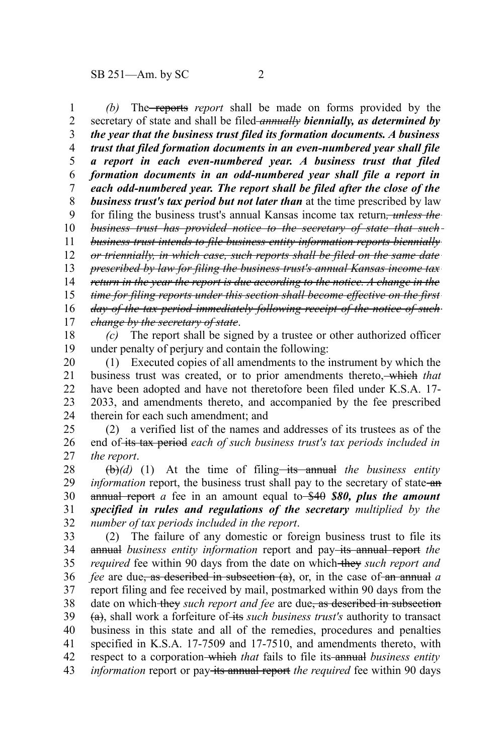*(b)* The ~~reports~~ *report* shall be made on forms provided by the secretary of state and shall be filed ~~*annually*~~ ***biennially, as determined by the year that the business trust filed its formation documents. A business trust that filed formation documents in an even-numbered year shall file a report in each even-numbered year. A business trust that filed formation documents in an odd-numbered year shall file a report in each odd-numbered year. The report shall be filed after the close of the business trust's tax period but not later than*** at the time prescribed by law for filing the business trust's annual Kansas income tax return~~, *unless the business trust has provided notice to the secretary of state that such business trust intends to file business entity information reports biennially or triennially, in which case, such reports shall be filed on the same date prescribed by law for filing the business trust's annual Kansas income tax return in the year the report is due according to the notice. A change in the time for filing reports under this section shall become effective on the first day of the tax period immediately following receipt of the notice of such change by the secretary of state*~~.

*(c)* The report shall be signed by a trustee or other authorized officer under penalty of perjury and contain the following:

(1) Executed copies of all amendments to the instrument by which the business trust was created, or to prior amendments thereto, ~~which~~ *that* have been adopted and have not theretofore been filed under K.S.A. 17-2033, and amendments thereto, and accompanied by the fee prescribed therein for each such amendment; and

(2) a verified list of the names and addresses of its trustees as of the end of ~~its tax period~~ *each of such business trust's tax periods included in the report*.

~~(b)~~*(d)* (1) At the time of filing ~~its annual~~ *the business entity information* report, the business trust shall pay to the secretary of state ~~an annual report~~ *a* fee in an amount equal to ~~$40~~ ***$80, plus the amount specified in rules and regulations of the secretary*** *multiplied by the number of tax periods included in the report*.

(2) The failure of any domestic or foreign business trust to file its ~~annual~~ *business entity information* report and pay ~~its annual report~~ *the required* fee within 90 days from the date on which ~~they~~ *such report and fee* are due~~, as described in subsection (a)~~, or, in the case of ~~an annual~~ *a* report filing and fee received by mail, postmarked within 90 days from the date on which ~~they~~ *such report and fee* are due~~, as described in subsection (a)~~, shall work a forfeiture of ~~its~~ *such business trust's* authority to transact business in this state and all of the remedies, procedures and penalties specified in K.S.A. 17-7509 and 17-7510, and amendments thereto, with respect to a corporation ~~which~~ *that* fails to file its ~~annual~~ *business entity information* report or pay ~~its annual report~~ *the required* fee within 90 days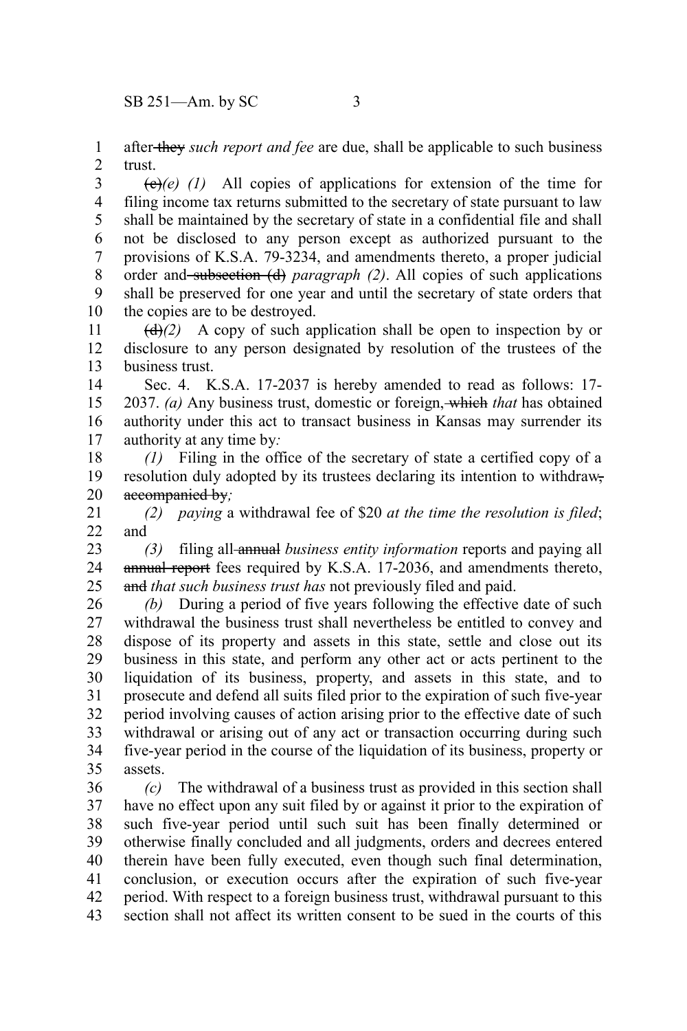after ~~they~~ *such report and fee* are due, shall be applicable to such business trust.

~~(c)~~*(e) (1)* All copies of applications for extension of the time for filing income tax returns submitted to the secretary of state pursuant to law shall be maintained by the secretary of state in a confidential file and shall not be disclosed to any person except as authorized pursuant to the provisions of K.S.A. 79-3234, and amendments thereto, a proper judicial order and ~~subsection (d)~~ *paragraph (2)*. All copies of such applications shall be preserved for one year and until the secretary of state orders that the copies are to be destroyed.

~~(d)~~*(2)* A copy of such application shall be open to inspection by or disclosure to any person designated by resolution of the trustees of the business trust.

Sec. 4. K.S.A. 17-2037 is hereby amended to read as follows: 17-2037. *(a)* Any business trust, domestic or foreign, ~~which~~ *that* has obtained authority under this act to transact business in Kansas may surrender its authority at any time by*:*

*(1)* Filing in the office of the secretary of state a certified copy of a resolution duly adopted by its trustees declaring its intention to withdraw~~, accompanied by~~*;*

*(2) paying* a withdrawal fee of $20 *at the time the resolution is filed*; and

*(3)* filing all ~~annual~~ *business entity information* reports and paying all ~~annual report~~ fees required by K.S.A. 17-2036, and amendments thereto, ~~and~~ *that such business trust has* not previously filed and paid.

*(b)* During a period of five years following the effective date of such withdrawal the business trust shall nevertheless be entitled to convey and dispose of its property and assets in this state, settle and close out its business in this state, and perform any other act or acts pertinent to the liquidation of its business, property, and assets in this state, and to prosecute and defend all suits filed prior to the expiration of such five-year period involving causes of action arising prior to the effective date of such withdrawal or arising out of any act or transaction occurring during such five-year period in the course of the liquidation of its business, property or assets.

*(c)* The withdrawal of a business trust as provided in this section shall have no effect upon any suit filed by or against it prior to the expiration of such five-year period until such suit has been finally determined or otherwise finally concluded and all judgments, orders and decrees entered therein have been fully executed, even though such final determination, conclusion, or execution occurs after the expiration of such five-year period. With respect to a foreign business trust, withdrawal pursuant to this section shall not affect its written consent to be sued in the courts of this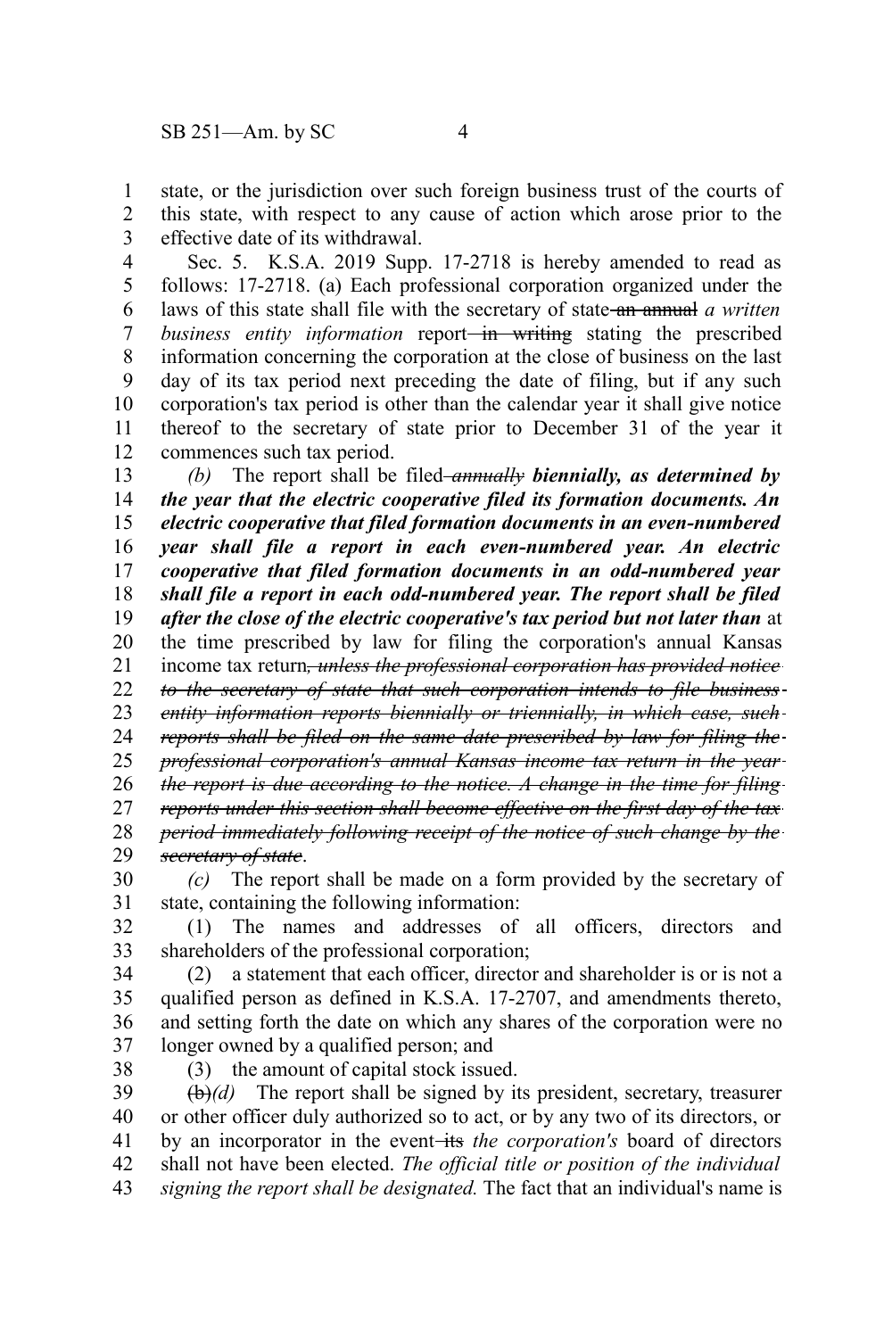state, or the jurisdiction over such foreign business trust of the courts of this state, with respect to any cause of action which arose prior to the effective date of its withdrawal.

Sec. 5. K.S.A. 2019 Supp. 17-2718 is hereby amended to read as follows: 17-2718. (a) Each professional corporation organized under the laws of this state shall file with the secretary of state ~~an annual~~ *a written business entity information* report ~~in writing~~ stating the prescribed information concerning the corporation at the close of business on the last day of its tax period next preceding the date of filing, but if any such corporation's tax period is other than the calendar year it shall give notice thereof to the secretary of state prior to December 31 of the year it commences such tax period.

*(b)* The report shall be filed ~~*annually*~~ ***biennially, as determined by the year that the electric cooperative filed its formation documents. An electric cooperative that filed formation documents in an even-numbered year shall file a report in each even-numbered year. An electric cooperative that filed formation documents in an odd-numbered year shall file a report in each odd-numbered year. The report shall be filed after the close of the electric cooperative's tax period but not later than*** at the time prescribed by law for filing the corporation's annual Kansas income tax return~~*, unless the professional corporation has provided notice to the secretary of state that such corporation intends to file business entity information reports biennially or triennially, in which case, such reports shall be filed on the same date prescribed by law for filing the professional corporation's annual Kansas income tax return in the year the report is due according to the notice. A change in the time for filing reports under this section shall become effective on the first day of the tax period immediately following receipt of the notice of such change by the secretary of state*~~.

*(c)* The report shall be made on a form provided by the secretary of state, containing the following information:

(1) The names and addresses of all officers, directors and shareholders of the professional corporation;

(2) a statement that each officer, director and shareholder is or is not a qualified person as defined in K.S.A. 17-2707, and amendments thereto, and setting forth the date on which any shares of the corporation were no longer owned by a qualified person; and

(3) the amount of capital stock issued.

~~(b)~~*(d)* The report shall be signed by its president, secretary, treasurer or other officer duly authorized so to act, or by any two of its directors, or by an incorporator in the event ~~its~~ *the corporation's* board of directors shall not have been elected. *The official title or position of the individual signing the report shall be designated.* The fact that an individual's name is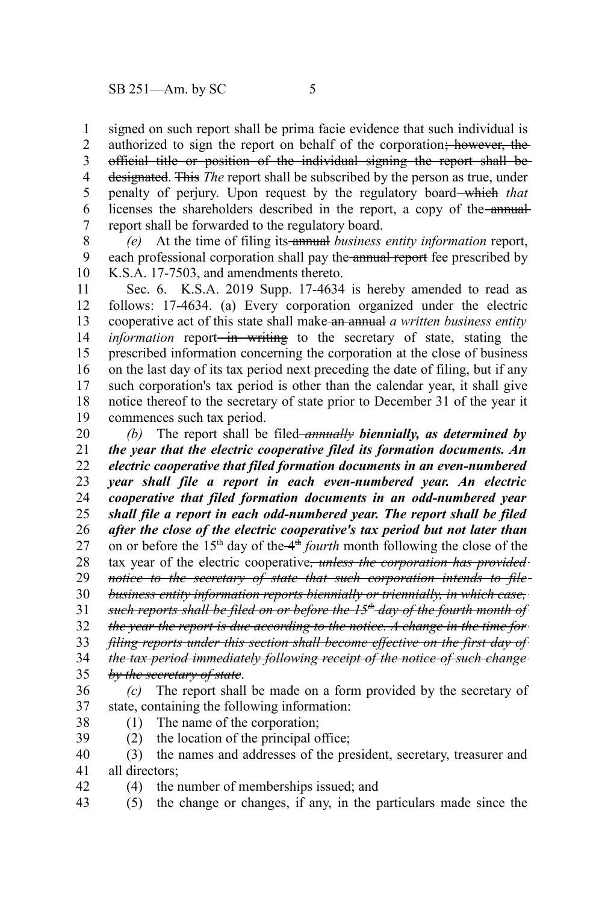signed on such report shall be prima facie evidence that such individual is authorized to sign the report on behalf of the corporation~~; however, the official title or position of the individual signing the report shall be designated~~. ~~This~~ *The* report shall be subscribed by the person as true, under penalty of perjury. Upon request by the regulatory board ~~which~~ *that* licenses the shareholders described in the report, a copy of the ~~annual~~ report shall be forwarded to the regulatory board.

*(e)* At the time of filing its ~~annual~~ *business entity information* report, each professional corporation shall pay the ~~annual report~~ fee prescribed by K.S.A. 17-7503, and amendments thereto.

Sec. 6. K.S.A. 2019 Supp. 17-4634 is hereby amended to read as follows: 17-4634. (a) Every corporation organized under the electric cooperative act of this state shall make ~~an annual~~ *a written business entity information* report ~~in writing~~ to the secretary of state, stating the prescribed information concerning the corporation at the close of business on the last day of its tax period next preceding the date of filing, but if any such corporation's tax period is other than the calendar year, it shall give notice thereof to the secretary of state prior to December 31 of the year it commences such tax period.

*(b)* The report shall be filed ~~*annually*~~ ***biennially, as determined by the year that the electric cooperative filed its formation documents. An electric cooperative that filed formation documents in an even-numbered year shall file a report in each even-numbered year. An electric cooperative that filed formation documents in an odd-numbered year shall file a report in each odd-numbered year. The report shall be filed after the close of the electric cooperative's tax period but not later than*** on or before the 15th day of the ~~4th~~ *fourth* month following the close of the tax year of the electric cooperative~~*, unless the corporation has provided notice to the secretary of state that such corporation intends to file business entity information reports biennially or triennially, in which case, such reports shall be filed on or before the 15th day of the fourth month of the year the report is due according to the notice. A change in the time for filing reports under this section shall become effective on the first day of the tax period immediately following receipt of the notice of such change by the secretary of state*~~.

*(c)* The report shall be made on a form provided by the secretary of state, containing the following information:

(1) The name of the corporation;

(2) the location of the principal office;

(3) the names and addresses of the president, secretary, treasurer and all directors;

(4) the number of memberships issued; and

(5) the change or changes, if any, in the particulars made since the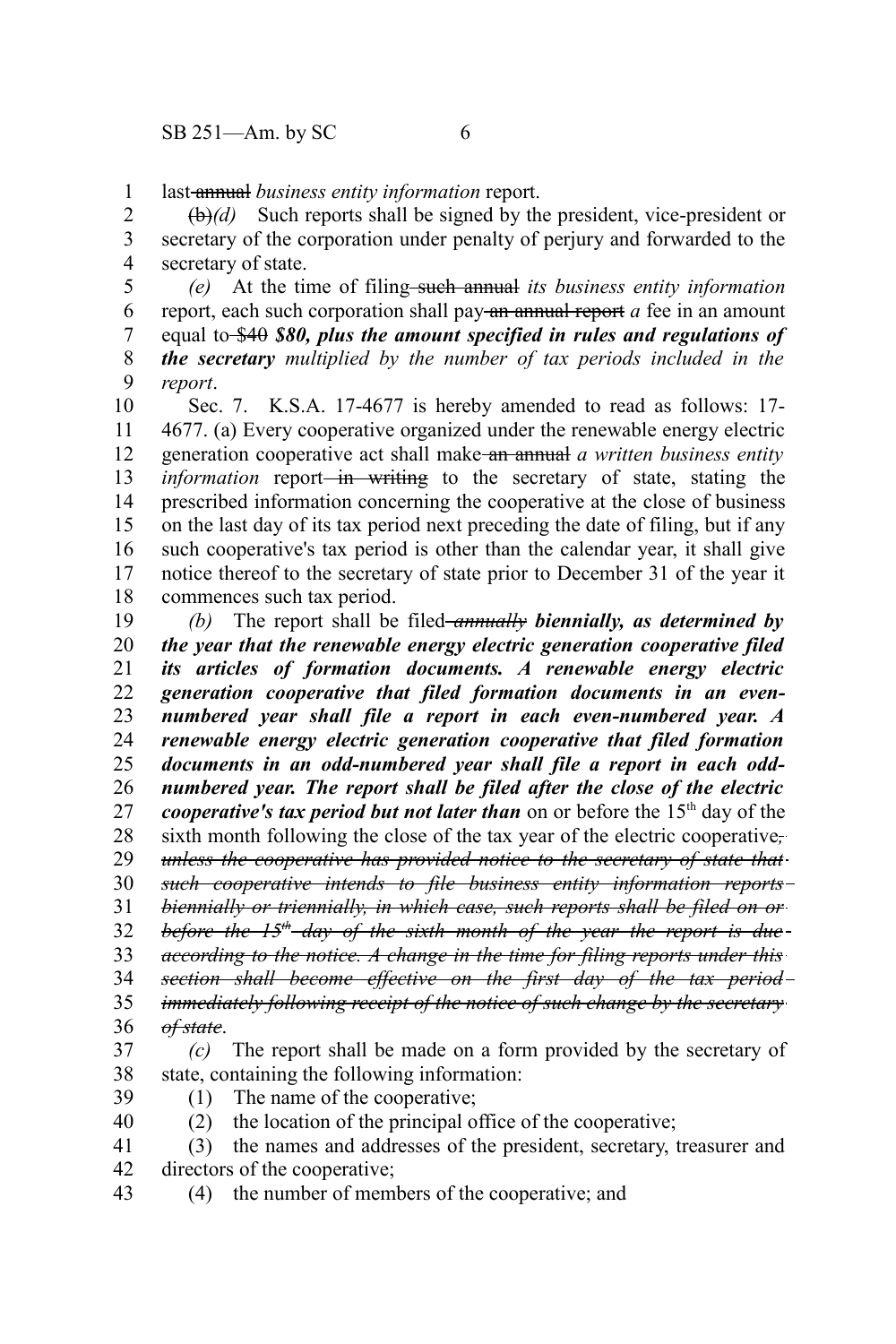last ~~annual~~ *business entity information* report.

~~(b)~~*(d)* Such reports shall be signed by the president, vice-president or secretary of the corporation under penalty of perjury and forwarded to the secretary of state.

*(e)* At the time of filing ~~such annual~~ *its business entity information* report, each such corporation shall pay ~~an annual report~~ *a* fee in an amount equal to ~~$40~~ ***$80, plus the amount specified in rules and regulations of the secretary*** *multiplied by the number of tax periods included in the report*.

Sec. 7. K.S.A. 17-4677 is hereby amended to read as follows: 17-4677. (a) Every cooperative organized under the renewable energy electric generation cooperative act shall make ~~an annual~~ *a written business entity information* report ~~in writing~~ to the secretary of state, stating the prescribed information concerning the cooperative at the close of business on the last day of its tax period next preceding the date of filing, but if any such cooperative's tax period is other than the calendar year, it shall give notice thereof to the secretary of state prior to December 31 of the year it commences such tax period.

*(b)* The report shall be filed ~~*annually*~~ ***biennially, as determined by the year that the renewable energy electric generation cooperative filed its articles of formation documents. A renewable energy electric generation cooperative that filed formation documents in an even-numbered year shall file a report in each even-numbered year. A renewable energy electric generation cooperative that filed formation documents in an odd-numbered year shall file a report in each odd-numbered year. The report shall be filed after the close of the electric cooperative's tax period but not later than*** on or before the 15th day of the sixth month following the close of the tax year of the electric cooperative~~,~~ ~~*unless the cooperative has provided notice to the secretary of state that such cooperative intends to file business entity information reports biennially or triennially, in which case, such reports shall be filed on or before the 15th day of the sixth month of the year the report is due according to the notice. A change in the time for filing reports under this section shall become effective on the first day of the tax period immediately following receipt of the notice of such change by the secretary of state*~~.

*(c)* The report shall be made on a form provided by the secretary of state, containing the following information:

(1) The name of the cooperative;

(2) the location of the principal office of the cooperative;

(3) the names and addresses of the president, secretary, treasurer and directors of the cooperative;

(4) the number of members of the cooperative; and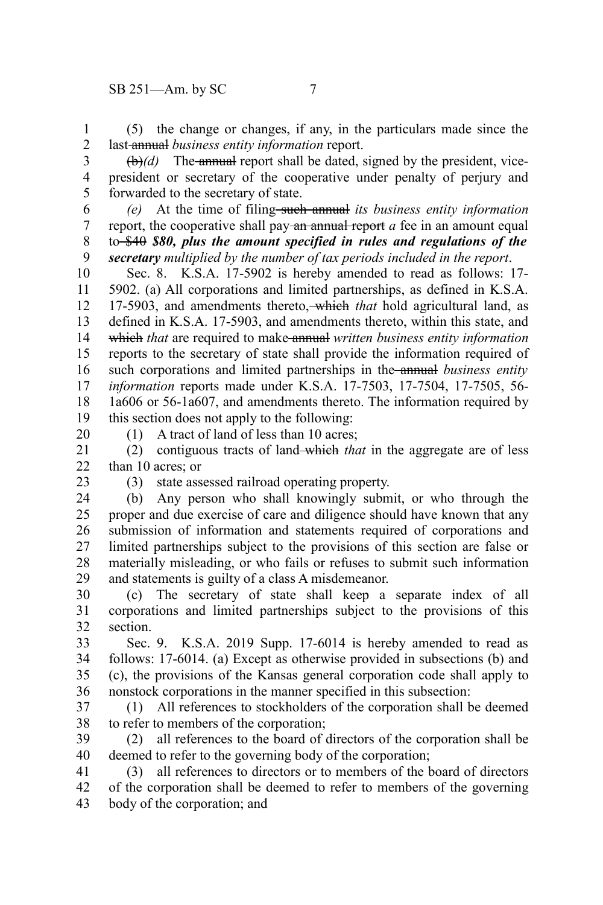(5) the change or changes, if any, in the particulars made since the last ~~annual~~ *business entity information* report.

~~(b)~~*(d)* The ~~annual~~ report shall be dated, signed by the president, vice-president or secretary of the cooperative under penalty of perjury and forwarded to the secretary of state.

*(e)* At the time of filing ~~such annual~~ *its business entity information* report, the cooperative shall pay ~~an annual report~~ *a* fee in an amount equal to ~~$40~~ ***$80, plus the amount specified in rules and regulations of the secretary*** *multiplied by the number of tax periods included in the report*.

Sec. 8. K.S.A. 17-5902 is hereby amended to read as follows: 17-5902. (a) All corporations and limited partnerships, as defined in K.S.A. 17-5903, and amendments thereto, ~~which~~ *that* hold agricultural land, as defined in K.S.A. 17-5903, and amendments thereto, within this state, and ~~which~~ *that* are required to make ~~annual~~ *written business entity information* reports to the secretary of state shall provide the information required of such corporations and limited partnerships in the ~~annual~~ *business entity information* reports made under K.S.A. 17-7503, 17-7504, 17-7505, 56-1a606 or 56-1a607, and amendments thereto. The information required by this section does not apply to the following:

(1) A tract of land of less than 10 acres;

(2) contiguous tracts of land ~~which~~ *that* in the aggregate are of less than 10 acres; or

(3) state assessed railroad operating property.

(b) Any person who shall knowingly submit, or who through the proper and due exercise of care and diligence should have known that any submission of information and statements required of corporations and limited partnerships subject to the provisions of this section are false or materially misleading, or who fails or refuses to submit such information and statements is guilty of a class A misdemeanor.

(c) The secretary of state shall keep a separate index of all corporations and limited partnerships subject to the provisions of this section.

Sec. 9. K.S.A. 2019 Supp. 17-6014 is hereby amended to read as follows: 17-6014. (a) Except as otherwise provided in subsections (b) and (c), the provisions of the Kansas general corporation code shall apply to nonstock corporations in the manner specified in this subsection:

(1) All references to stockholders of the corporation shall be deemed to refer to members of the corporation;

(2) all references to the board of directors of the corporation shall be deemed to refer to the governing body of the corporation;

(3) all references to directors or to members of the board of directors of the corporation shall be deemed to refer to members of the governing body of the corporation; and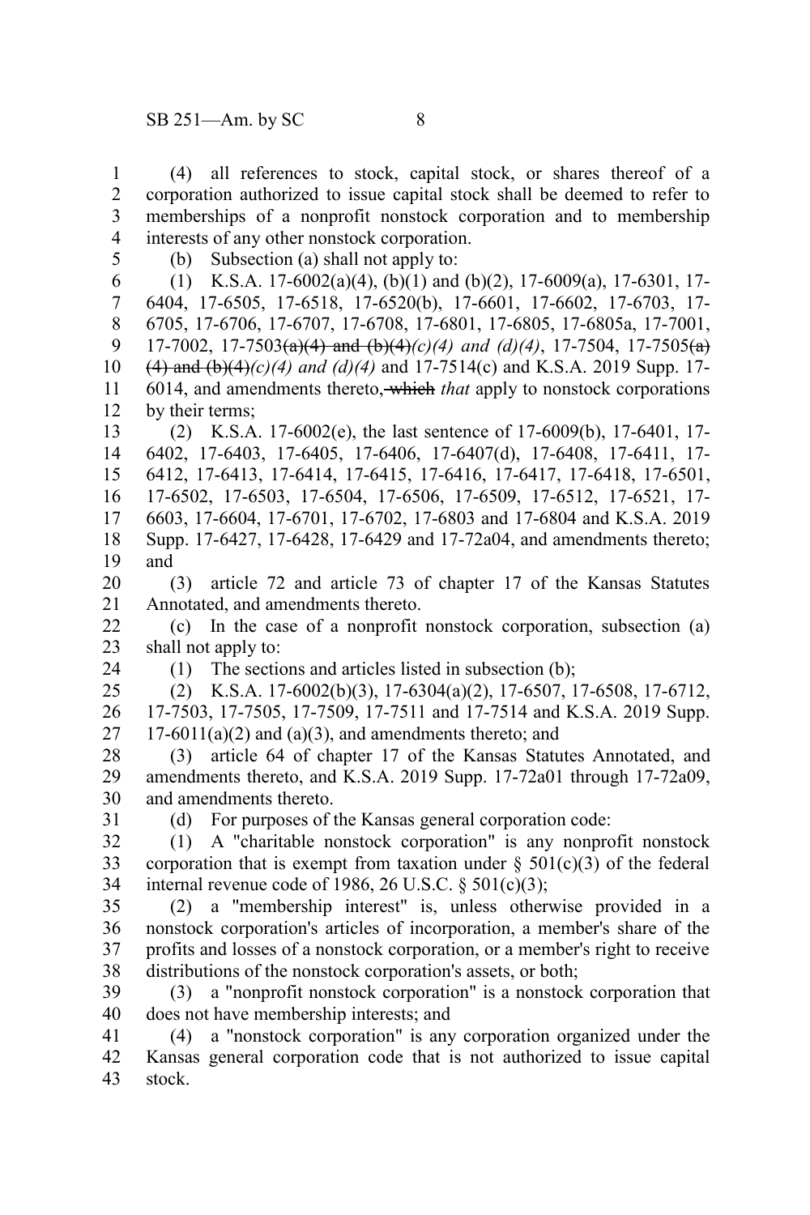(4) all references to stock, capital stock, or shares thereof of a corporation authorized to issue capital stock shall be deemed to refer to memberships of a nonprofit nonstock corporation and to membership interests of any other nonstock corporation.

(b) Subsection (a) shall not apply to:

(1) K.S.A. 17-6002(a)(4), (b)(1) and (b)(2), 17-6009(a), 17-6301, 17-6404, 17-6505, 17-6518, 17-6520(b), 17-6601, 17-6602, 17-6703, 17-6705, 17-6706, 17-6707, 17-6708, 17-6801, 17-6805, 17-6805a, 17-7001, 17-7002, 17-7503~~(a)(4) and (b)(4)~~*(c)(4) and (d)(4)*, 17-7504, 17-7505~~(a)(4) and (b)(4)~~*(c)(4) and (d)(4)* and 17-7514(c) and K.S.A. 2019 Supp. 17-6014, and amendments thereto~~, which~~ *that* apply to nonstock corporations by their terms;

(2) K.S.A. 17-6002(e), the last sentence of 17-6009(b), 17-6401, 17-6402, 17-6403, 17-6405, 17-6406, 17-6407(d), 17-6408, 17-6411, 17-6412, 17-6413, 17-6414, 17-6415, 17-6416, 17-6417, 17-6418, 17-6501, 17-6502, 17-6503, 17-6504, 17-6506, 17-6509, 17-6512, 17-6521, 17-6603, 17-6604, 17-6701, 17-6702, 17-6803 and 17-6804 and K.S.A. 2019 Supp. 17-6427, 17-6428, 17-6429 and 17-72a04, and amendments thereto; and

(3) article 72 and article 73 of chapter 17 of the Kansas Statutes Annotated, and amendments thereto.

(c) In the case of a nonprofit nonstock corporation, subsection (a) shall not apply to:

(1) The sections and articles listed in subsection (b);

(2) K.S.A. 17-6002(b)(3), 17-6304(a)(2), 17-6507, 17-6508, 17-6712, 17-7503, 17-7505, 17-7509, 17-7511 and 17-7514 and K.S.A. 2019 Supp. 17-6011(a)(2) and (a)(3), and amendments thereto; and

(3) article 64 of chapter 17 of the Kansas Statutes Annotated, and amendments thereto, and K.S.A. 2019 Supp. 17-72a01 through 17-72a09, and amendments thereto.

(d) For purposes of the Kansas general corporation code:

(1) A "charitable nonstock corporation" is any nonprofit nonstock corporation that is exempt from taxation under § 501(c)(3) of the federal internal revenue code of 1986, 26 U.S.C. § 501(c)(3);

(2) a "membership interest" is, unless otherwise provided in a nonstock corporation's articles of incorporation, a member's share of the profits and losses of a nonstock corporation, or a member's right to receive distributions of the nonstock corporation's assets, or both;

(3) a "nonprofit nonstock corporation" is a nonstock corporation that does not have membership interests; and

(4) a "nonstock corporation" is any corporation organized under the Kansas general corporation code that is not authorized to issue capital stock.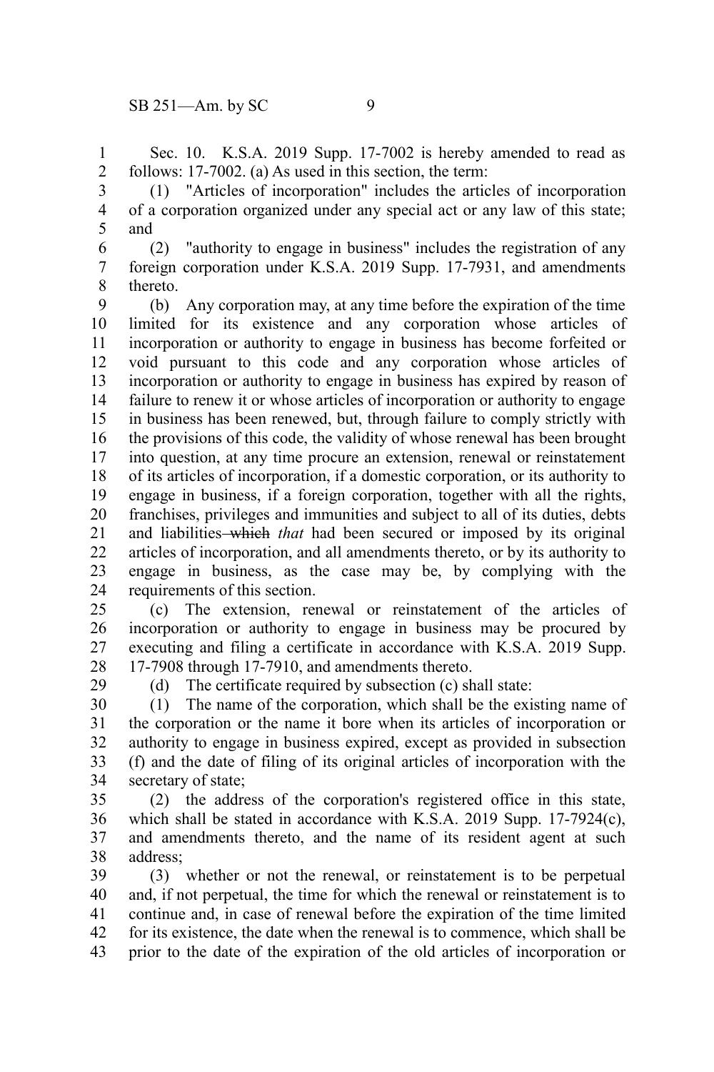Sec. 10. K.S.A. 2019 Supp. 17-7002 is hereby amended to read as follows: 17-7002. (a) As used in this section, the term:

(1) "Articles of incorporation" includes the articles of incorporation of a corporation organized under any special act or any law of this state; and

(2) "authority to engage in business" includes the registration of any foreign corporation under K.S.A. 2019 Supp. 17-7931, and amendments thereto.

(b) Any corporation may, at any time before the expiration of the time limited for its existence and any corporation whose articles of incorporation or authority to engage in business has become forfeited or void pursuant to this code and any corporation whose articles of incorporation or authority to engage in business has expired by reason of failure to renew it or whose articles of incorporation or authority to engage in business has been renewed, but, through failure to comply strictly with the provisions of this code, the validity of whose renewal has been brought into question, at any time procure an extension, renewal or reinstatement of its articles of incorporation, if a domestic corporation, or its authority to engage in business, if a foreign corporation, together with all the rights, franchises, privileges and immunities and subject to all of its duties, debts and liabilities ~~which~~ *that* had been secured or imposed by its original articles of incorporation, and all amendments thereto, or by its authority to engage in business, as the case may be, by complying with the requirements of this section.

(c) The extension, renewal or reinstatement of the articles of incorporation or authority to engage in business may be procured by executing and filing a certificate in accordance with K.S.A. 2019 Supp. 17-7908 through 17-7910, and amendments thereto.

(d) The certificate required by subsection (c) shall state:

(1) The name of the corporation, which shall be the existing name of the corporation or the name it bore when its articles of incorporation or authority to engage in business expired, except as provided in subsection (f) and the date of filing of its original articles of incorporation with the secretary of state;

(2) the address of the corporation's registered office in this state, which shall be stated in accordance with K.S.A. 2019 Supp. 17-7924(c), and amendments thereto, and the name of its resident agent at such address;

(3) whether or not the renewal, or reinstatement is to be perpetual and, if not perpetual, the time for which the renewal or reinstatement is to continue and, in case of renewal before the expiration of the time limited for its existence, the date when the renewal is to commence, which shall be prior to the date of the expiration of the old articles of incorporation or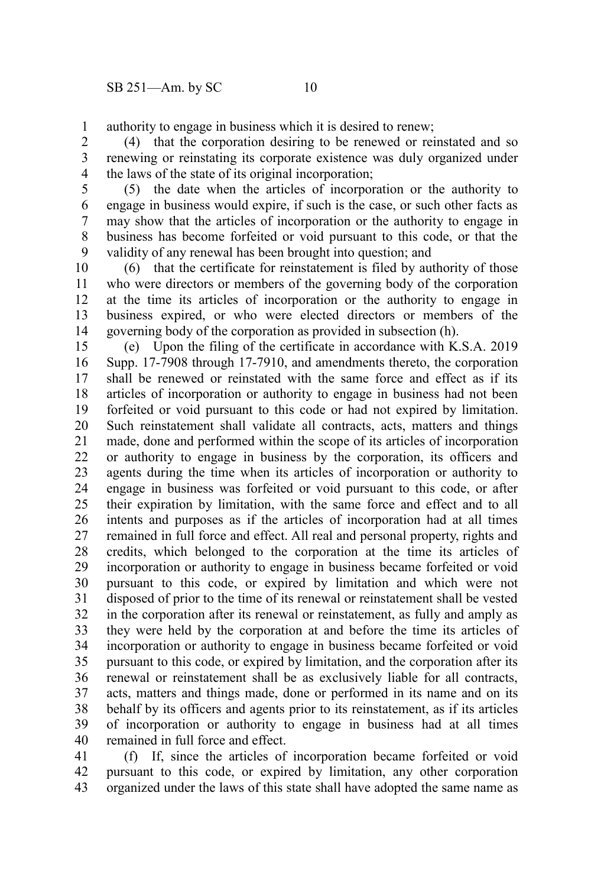authority to engage in business which it is desired to renew;

(4) that the corporation desiring to be renewed or reinstated and so renewing or reinstating its corporate existence was duly organized under the laws of the state of its original incorporation;

(5) the date when the articles of incorporation or the authority to engage in business would expire, if such is the case, or such other facts as may show that the articles of incorporation or the authority to engage in business has become forfeited or void pursuant to this code, or that the validity of any renewal has been brought into question; and

(6) that the certificate for reinstatement is filed by authority of those who were directors or members of the governing body of the corporation at the time its articles of incorporation or the authority to engage in business expired, or who were elected directors or members of the governing body of the corporation as provided in subsection (h).

(e) Upon the filing of the certificate in accordance with K.S.A. 2019 Supp. 17-7908 through 17-7910, and amendments thereto, the corporation shall be renewed or reinstated with the same force and effect as if its articles of incorporation or authority to engage in business had not been forfeited or void pursuant to this code or had not expired by limitation. Such reinstatement shall validate all contracts, acts, matters and things made, done and performed within the scope of its articles of incorporation or authority to engage in business by the corporation, its officers and agents during the time when its articles of incorporation or authority to engage in business was forfeited or void pursuant to this code, or after their expiration by limitation, with the same force and effect and to all intents and purposes as if the articles of incorporation had at all times remained in full force and effect. All real and personal property, rights and credits, which belonged to the corporation at the time its articles of incorporation or authority to engage in business became forfeited or void pursuant to this code, or expired by limitation and which were not disposed of prior to the time of its renewal or reinstatement shall be vested in the corporation after its renewal or reinstatement, as fully and amply as they were held by the corporation at and before the time its articles of incorporation or authority to engage in business became forfeited or void pursuant to this code, or expired by limitation, and the corporation after its renewal or reinstatement shall be as exclusively liable for all contracts, acts, matters and things made, done or performed in its name and on its behalf by its officers and agents prior to its reinstatement, as if its articles of incorporation or authority to engage in business had at all times remained in full force and effect.

(f) If, since the articles of incorporation became forfeited or void pursuant to this code, or expired by limitation, any other corporation organized under the laws of this state shall have adopted the same name as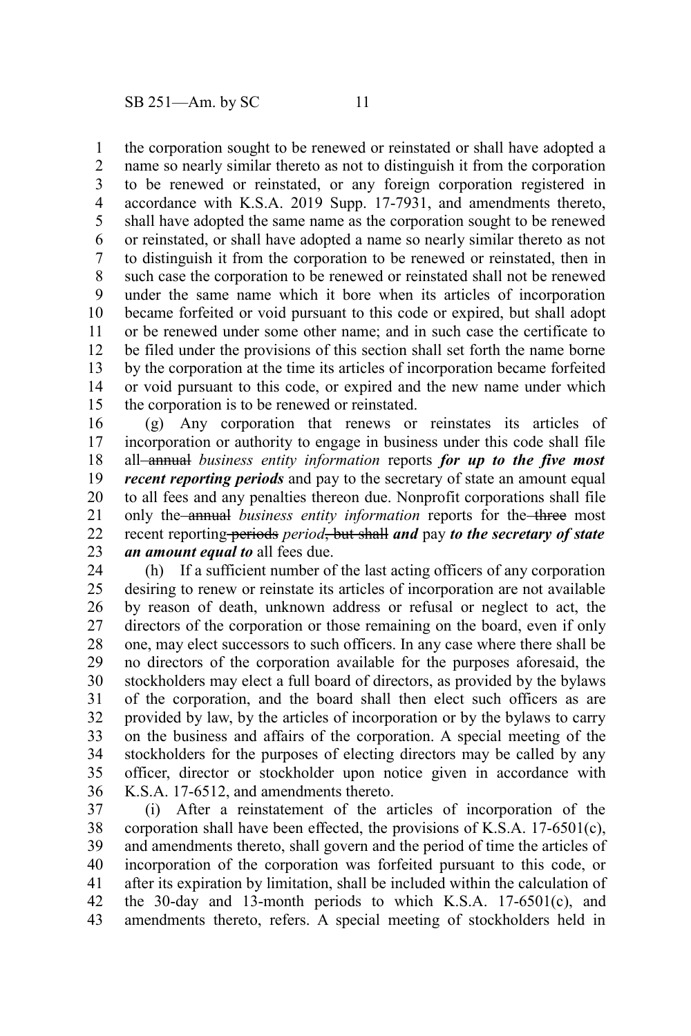the corporation sought to be renewed or reinstated or shall have adopted a name so nearly similar thereto as not to distinguish it from the corporation to be renewed or reinstated, or any foreign corporation registered in accordance with K.S.A. 2019 Supp. 17-7931, and amendments thereto, shall have adopted the same name as the corporation sought to be renewed or reinstated, or shall have adopted a name so nearly similar thereto as not to distinguish it from the corporation to be renewed or reinstated, then in such case the corporation to be renewed or reinstated shall not be renewed under the same name which it bore when its articles of incorporation became forfeited or void pursuant to this code or expired, but shall adopt or be renewed under some other name; and in such case the certificate to be filed under the provisions of this section shall set forth the name borne by the corporation at the time its articles of incorporation became forfeited or void pursuant to this code, or expired and the new name under which the corporation is to be renewed or reinstated.

(g) Any corporation that renews or reinstates its articles of incorporation or authority to engage in business under this code shall file all ~~annual~~ *business entity information* reports ***for up to the five most recent reporting periods*** and pay to the secretary of state an amount equal to all fees and any penalties thereon due. Nonprofit corporations shall file only the ~~annual~~ *business entity information* reports for the ~~three~~ most recent reporting ~~periods~~ *period*~~, but shall~~ ***and*** pay ***to the secretary of state an amount equal to*** all fees due.

(h) If a sufficient number of the last acting officers of any corporation desiring to renew or reinstate its articles of incorporation are not available by reason of death, unknown address or refusal or neglect to act, the directors of the corporation or those remaining on the board, even if only one, may elect successors to such officers. In any case where there shall be no directors of the corporation available for the purposes aforesaid, the stockholders may elect a full board of directors, as provided by the bylaws of the corporation, and the board shall then elect such officers as are provided by law, by the articles of incorporation or by the bylaws to carry on the business and affairs of the corporation. A special meeting of the stockholders for the purposes of electing directors may be called by any officer, director or stockholder upon notice given in accordance with K.S.A. 17-6512, and amendments thereto.

(i) After a reinstatement of the articles of incorporation of the corporation shall have been effected, the provisions of K.S.A. 17-6501(c), and amendments thereto, shall govern and the period of time the articles of incorporation of the corporation was forfeited pursuant to this code, or after its expiration by limitation, shall be included within the calculation of the 30-day and 13-month periods to which K.S.A. 17-6501(c), and amendments thereto, refers. A special meeting of stockholders held in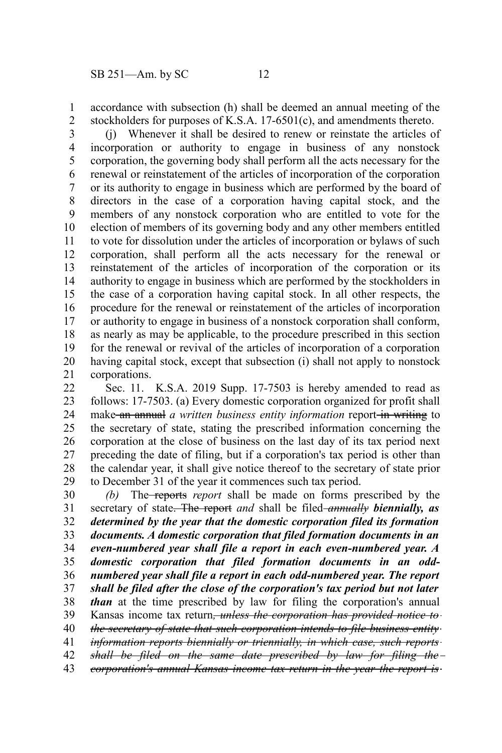accordance with subsection (h) shall be deemed an annual meeting of the stockholders for purposes of K.S.A. 17-6501(c), and amendments thereto.

(j) Whenever it shall be desired to renew or reinstate the articles of incorporation or authority to engage in business of any nonstock corporation, the governing body shall perform all the acts necessary for the renewal or reinstatement of the articles of incorporation of the corporation or its authority to engage in business which are performed by the board of directors in the case of a corporation having capital stock, and the members of any nonstock corporation who are entitled to vote for the election of members of its governing body and any other members entitled to vote for dissolution under the articles of incorporation or bylaws of such corporation, shall perform all the acts necessary for the renewal or reinstatement of the articles of incorporation of the corporation or its authority to engage in business which are performed by the stockholders in the case of a corporation having capital stock. In all other respects, the procedure for the renewal or reinstatement of the articles of incorporation or authority to engage in business of a nonstock corporation shall conform, as nearly as may be applicable, to the procedure prescribed in this section for the renewal or revival of the articles of incorporation of a corporation having capital stock, except that subsection (i) shall not apply to nonstock corporations.

Sec. 11. K.S.A. 2019 Supp. 17-7503 is hereby amended to read as follows: 17-7503. (a) Every domestic corporation organized for profit shall make ~~an annual~~ *a written business entity information* report ~~in writing~~ to the secretary of state, stating the prescribed information concerning the corporation at the close of business on the last day of its tax period next preceding the date of filing, but if a corporation's tax period is other than the calendar year, it shall give notice thereof to the secretary of state prior to December 31 of the year it commences such tax period.

*(b)* The ~~reports~~ *report* shall be made on forms prescribed by the secretary of state~~. The report~~ *and* shall be filed ~~*annually*~~ ***biennially, as determined by the year that the domestic corporation filed its formation documents. A domestic corporation that filed formation documents in an even-numbered year shall file a report in each even-numbered year. A domestic corporation that filed formation documents in an odd-numbered year shall file a report in each odd-numbered year. The report shall be filed after the close of the corporation's tax period but not later than*** at the time prescribed by law for filing the corporation's annual Kansas income tax return~~*, unless the corporation has provided notice to the secretary of state that such corporation intends to file business entity information reports biennially or triennially, in which case, such reports shall be filed on the same date prescribed by law for filing the corporation's annual Kansas income tax return in the year the report is*~~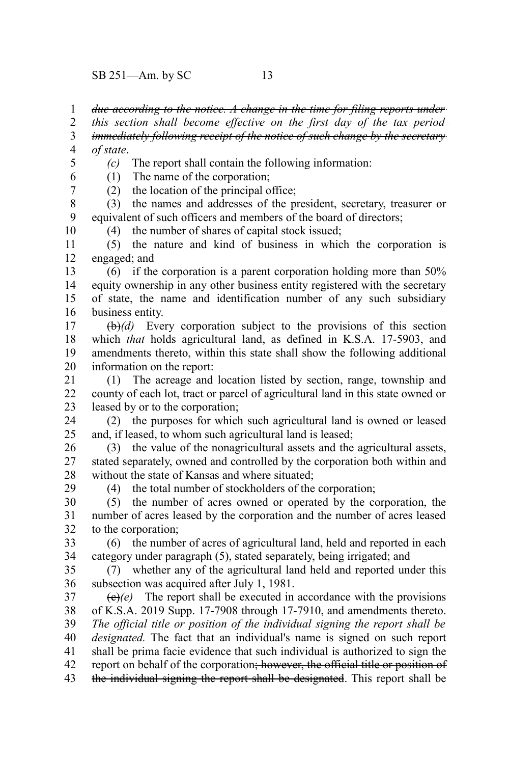~~*due according to the notice. A change in the time for filing reports under this section shall become effective on the first day of the tax period immediately following receipt of the notice of such change by the secretary of state.*~~

*(c)* The report shall contain the following information:

(1) The name of the corporation;

(2) the location of the principal office;

(3) the names and addresses of the president, secretary, treasurer or equivalent of such officers and members of the board of directors;

(4) the number of shares of capital stock issued;

(5) the nature and kind of business in which the corporation is engaged; and

(6) if the corporation is a parent corporation holding more than 50% equity ownership in any other business entity registered with the secretary of state, the name and identification number of any such subsidiary business entity.

~~(b)~~*(d)* Every corporation subject to the provisions of this section ~~which~~ *that* holds agricultural land, as defined in K.S.A. 17-5903, and amendments thereto, within this state shall show the following additional information on the report:

(1) The acreage and location listed by section, range, township and county of each lot, tract or parcel of agricultural land in this state owned or leased by or to the corporation;

(2) the purposes for which such agricultural land is owned or leased and, if leased, to whom such agricultural land is leased;

(3) the value of the nonagricultural assets and the agricultural assets, stated separately, owned and controlled by the corporation both within and without the state of Kansas and where situated;

(4) the total number of stockholders of the corporation;

(5) the number of acres owned or operated by the corporation, the number of acres leased by the corporation and the number of acres leased to the corporation;

(6) the number of acres of agricultural land, held and reported in each category under paragraph (5), stated separately, being irrigated; and

(7) whether any of the agricultural land held and reported under this subsection was acquired after July 1, 1981.

~~(c)~~*(e)* The report shall be executed in accordance with the provisions of K.S.A. 2019 Supp. 17-7908 through 17-7910, and amendments thereto. *The official title or position of the individual signing the report shall be designated.* The fact that an individual's name is signed on such report shall be prima facie evidence that such individual is authorized to sign the report on behalf of the corporation~~; however, the official title or position of the individual signing the report shall be designated~~. This report shall be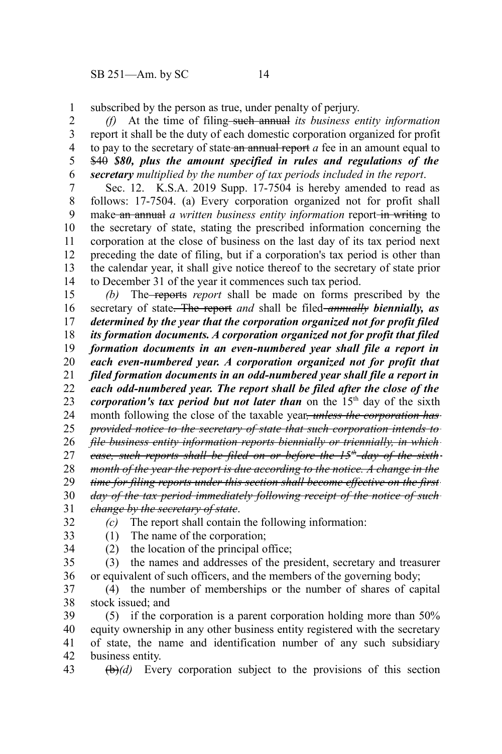subscribed by the person as true, under penalty of perjury.

*(f)* At the time of filing ~~such annual~~ *its business entity information* report it shall be the duty of each domestic corporation organized for profit to pay to the secretary of state ~~an annual report~~ *a* fee in an amount equal to ~~$40~~ ***$80, plus the amount specified in rules and regulations of the secretary*** *multiplied by the number of tax periods included in the report*.

Sec. 12. K.S.A. 2019 Supp. 17-7504 is hereby amended to read as follows: 17-7504. (a) Every corporation organized not for profit shall make ~~an annual~~ *a written business entity information* report ~~in writing~~ to the secretary of state, stating the prescribed information concerning the corporation at the close of business on the last day of its tax period next preceding the date of filing, but if a corporation's tax period is other than the calendar year, it shall give notice thereof to the secretary of state prior to December 31 of the year it commences such tax period.

*(b)* The ~~reports~~ *report* shall be made on forms prescribed by the secretary of state~~. The report~~ *and* shall be filed ~~*annually*~~ ***biennially, as determined by the year that the corporation organized not for profit filed its formation documents. A corporation organized not for profit that filed formation documents in an even-numbered year shall file a report in each even-numbered year. A corporation organized not for profit that filed formation documents in an odd-numbered year shall file a report in each odd-numbered year. The report shall be filed after the close of the corporation's tax period but not later than*** on the 15th day of the sixth month following the close of the taxable year~~*, unless the corporation has provided notice to the secretary of state that such corporation intends to file business entity information reports biennially or triennially, in which case, such reports shall be filed on or before the 15th day of the sixth month of the year the report is due according to the notice. A change in the time for filing reports under this section shall become effective on the first day of the tax period immediately following receipt of the notice of such change by the secretary of state*~~.

*(c)* The report shall contain the following information:

(1) The name of the corporation;

(2) the location of the principal office;

(3) the names and addresses of the president, secretary and treasurer or equivalent of such officers, and the members of the governing body;

(4) the number of memberships or the number of shares of capital stock issued; and

(5) if the corporation is a parent corporation holding more than 50% equity ownership in any other business entity registered with the secretary of state, the name and identification number of any such subsidiary business entity.

~~(b)~~*(d)* Every corporation subject to the provisions of this section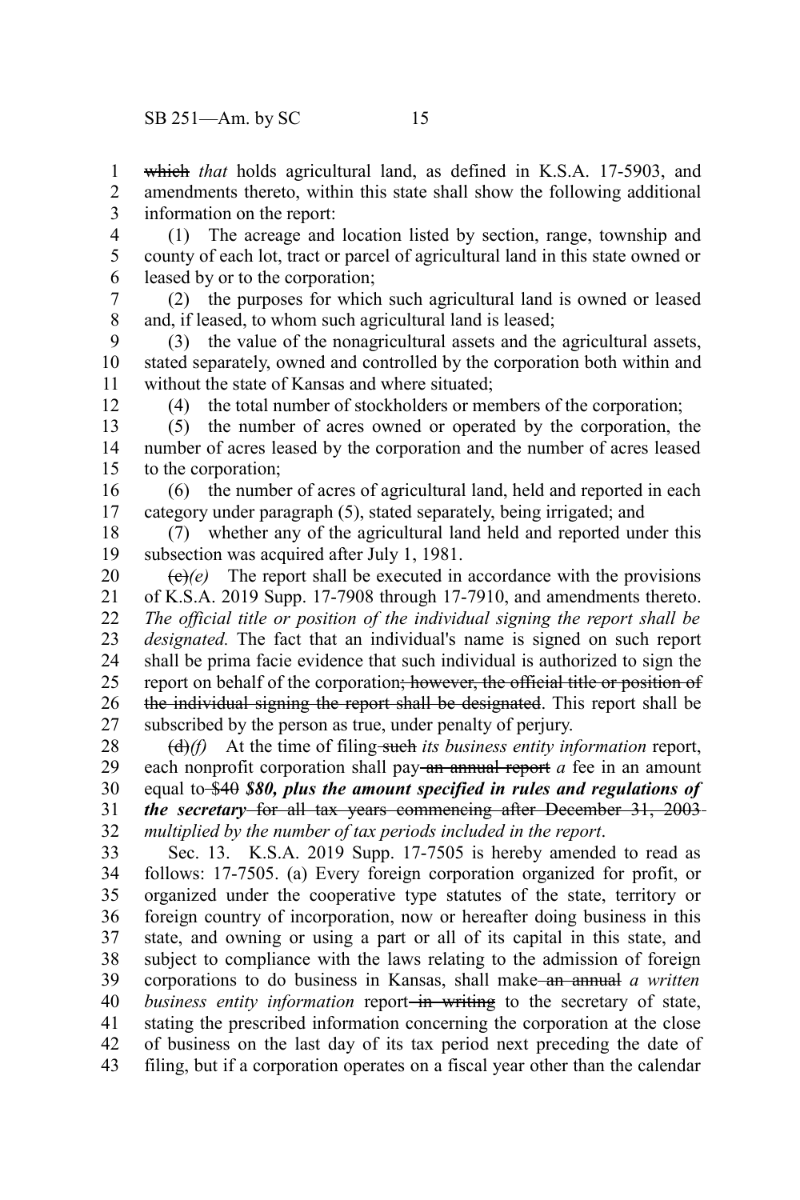~~which~~ *that* holds agricultural land, as defined in K.S.A. 17-5903, and amendments thereto, within this state shall show the following additional information on the report:

(1) The acreage and location listed by section, range, township and county of each lot, tract or parcel of agricultural land in this state owned or leased by or to the corporation;

(2) the purposes for which such agricultural land is owned or leased and, if leased, to whom such agricultural land is leased;

(3) the value of the nonagricultural assets and the agricultural assets, stated separately, owned and controlled by the corporation both within and without the state of Kansas and where situated;

(4) the total number of stockholders or members of the corporation;

(5) the number of acres owned or operated by the corporation, the number of acres leased by the corporation and the number of acres leased to the corporation;

(6) the number of acres of agricultural land, held and reported in each category under paragraph (5), stated separately, being irrigated; and

(7) whether any of the agricultural land held and reported under this subsection was acquired after July 1, 1981.

~~(c)~~*(e)* The report shall be executed in accordance with the provisions of K.S.A. 2019 Supp. 17-7908 through 17-7910, and amendments thereto. *The official title or position of the individual signing the report shall be designated.* The fact that an individual's name is signed on such report shall be prima facie evidence that such individual is authorized to sign the report on behalf of the corporation~~; however, the official title or position of the individual signing the report shall be designated~~. This report shall be subscribed by the person as true, under penalty of perjury.

~~(d)~~*(f)* At the time of filing ~~such~~ *its business entity information* report, each nonprofit corporation shall pay ~~an annual report~~ *a* fee in an amount equal to ~~$40~~ ***$80, plus the amount specified in rules and regulations of the secretary*** ~~for all tax years commencing after December 31, 2003~~ *multiplied by the number of tax periods included in the report*.

Sec. 13. K.S.A. 2019 Supp. 17-7505 is hereby amended to read as follows: 17-7505. (a) Every foreign corporation organized for profit, or organized under the cooperative type statutes of the state, territory or foreign country of incorporation, now or hereafter doing business in this state, and owning or using a part or all of its capital in this state, and subject to compliance with the laws relating to the admission of foreign corporations to do business in Kansas, shall make ~~an annual~~ *a written business entity information* report ~~in writing~~ to the secretary of state, stating the prescribed information concerning the corporation at the close of business on the last day of its tax period next preceding the date of filing, but if a corporation operates on a fiscal year other than the calendar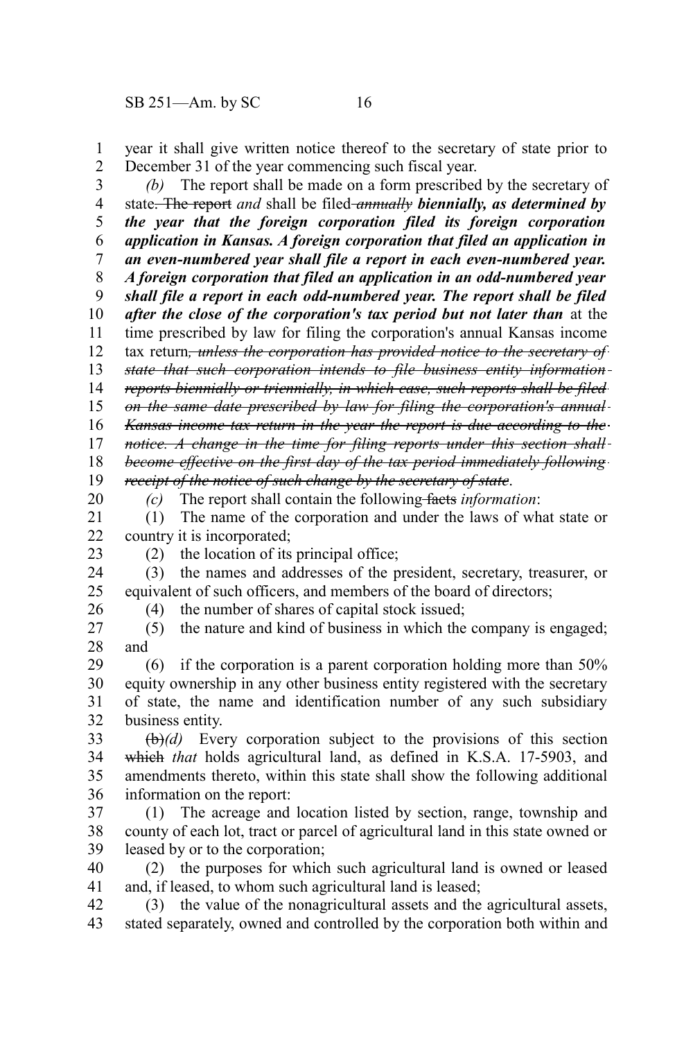year it shall give written notice thereof to the secretary of state prior to December 31 of the year commencing such fiscal year.

*(b)* The report shall be made on a form prescribed by the secretary of state~~. The report~~ *and* shall be filed ~~*annually*~~ ***biennially, as determined by the year that the foreign corporation filed its foreign corporation application in Kansas. A foreign corporation that filed an application in an even-numbered year shall file a report in each even-numbered year. A foreign corporation that filed an application in an odd-numbered year shall file a report in each odd-numbered year. The report shall be filed after the close of the corporation's tax period but not later than*** at the time prescribed by law for filing the corporation's annual Kansas income tax return~~*, unless the corporation has provided notice to the secretary of state that such corporation intends to file business entity information reports biennially or triennially, in which case, such reports shall be filed on the same date prescribed by law for filing the corporation's annual Kansas income tax return in the year the report is due according to the notice. A change in the time for filing reports under this section shall become effective on the first day of the tax period immediately following receipt of the notice of such change by the secretary of state*~~.

*(c)* The report shall contain the following ~~facts~~ *information*:

(1) The name of the corporation and under the laws of what state or country it is incorporated;

(2) the location of its principal office;

(3) the names and addresses of the president, secretary, treasurer, or equivalent of such officers, and members of the board of directors;

(4) the number of shares of capital stock issued;

(5) the nature and kind of business in which the company is engaged; and

(6) if the corporation is a parent corporation holding more than 50% equity ownership in any other business entity registered with the secretary of state, the name and identification number of any such subsidiary business entity.

~~(b)~~*(d)* Every corporation subject to the provisions of this section ~~which~~ *that* holds agricultural land, as defined in K.S.A. 17-5903, and amendments thereto, within this state shall show the following additional information on the report:

(1) The acreage and location listed by section, range, township and county of each lot, tract or parcel of agricultural land in this state owned or leased by or to the corporation;

(2) the purposes for which such agricultural land is owned or leased and, if leased, to whom such agricultural land is leased;

(3) the value of the nonagricultural assets and the agricultural assets, stated separately, owned and controlled by the corporation both within and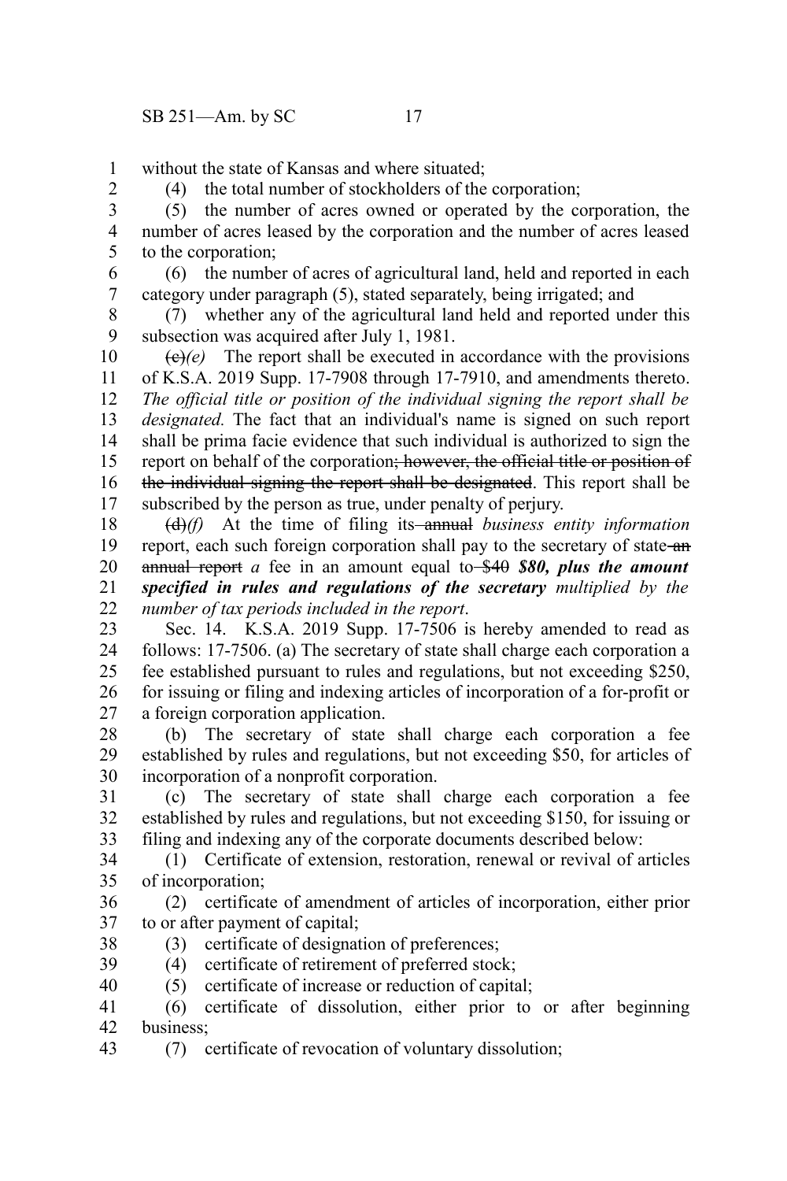without the state of Kansas and where situated;

(4) the total number of stockholders of the corporation;

(5) the number of acres owned or operated by the corporation, the number of acres leased by the corporation and the number of acres leased to the corporation;

(6) the number of acres of agricultural land, held and reported in each category under paragraph (5), stated separately, being irrigated; and

(7) whether any of the agricultural land held and reported under this subsection was acquired after July 1, 1981.

~~(c)~~*(e)* The report shall be executed in accordance with the provisions of K.S.A. 2019 Supp. 17-7908 through 17-7910, and amendments thereto. *The official title or position of the individual signing the report shall be designated.* The fact that an individual's name is signed on such report shall be prima facie evidence that such individual is authorized to sign the report on behalf of the corporation~~; however, the official title or position of the individual signing the report shall be designated~~. This report shall be subscribed by the person as true, under penalty of perjury.

~~(d)~~*(f)* At the time of filing its ~~annual~~ *business entity information* report, each such foreign corporation shall pay to the secretary of state ~~an annual report~~ *a* fee in an amount equal to ~~$40~~ ***$80, plus the amount specified in rules and regulations of the secretary*** *multiplied by the number of tax periods included in the report*.

Sec. 14. K.S.A. 2019 Supp. 17-7506 is hereby amended to read as follows: 17-7506. (a) The secretary of state shall charge each corporation a fee established pursuant to rules and regulations, but not exceeding $250, for issuing or filing and indexing articles of incorporation of a for-profit or a foreign corporation application.

(b) The secretary of state shall charge each corporation a fee established by rules and regulations, but not exceeding $50, for articles of incorporation of a nonprofit corporation.

(c) The secretary of state shall charge each corporation a fee established by rules and regulations, but not exceeding $150, for issuing or filing and indexing any of the corporate documents described below:

(1) Certificate of extension, restoration, renewal or revival of articles of incorporation;

(2) certificate of amendment of articles of incorporation, either prior to or after payment of capital;

(3) certificate of designation of preferences;

(4) certificate of retirement of preferred stock;

(5) certificate of increase or reduction of capital;

(6) certificate of dissolution, either prior to or after beginning business;

(7) certificate of revocation of voluntary dissolution;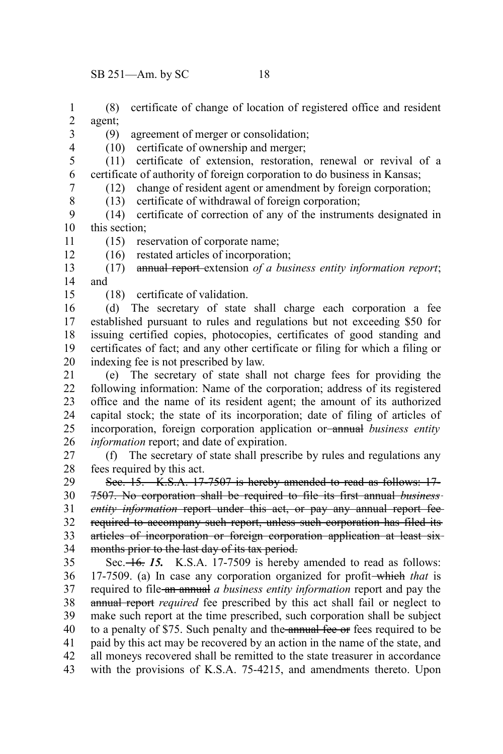(8) certificate of change of location of registered office and resident agent;

(9) agreement of merger or consolidation;

(10) certificate of ownership and merger;

(11) certificate of extension, restoration, renewal or revival of a certificate of authority of foreign corporation to do business in Kansas;

(12) change of resident agent or amendment by foreign corporation;

(13) certificate of withdrawal of foreign corporation;

(14) certificate of correction of any of the instruments designated in this section;

(15) reservation of corporate name;

(16) restated articles of incorporation;

(17) ~~annual report~~ extension *of a business entity information report*; and

(18) certificate of validation.

(d) The secretary of state shall charge each corporation a fee established pursuant to rules and regulations but not exceeding $50 for issuing certified copies, photocopies, certificates of good standing and certificates of fact; and any other certificate or filing for which a filing or indexing fee is not prescribed by law.

(e) The secretary of state shall not charge fees for providing the following information: Name of the corporation; address of its registered office and the name of its resident agent; the amount of its authorized capital stock; the state of its incorporation; date of filing of articles of incorporation, foreign corporation application or ~~annual~~ *business entity information* report; and date of expiration.

(f) The secretary of state shall prescribe by rules and regulations any fees required by this act.

~~Sec. 15. K.S.A. 17-7507 is hereby amended to read as follows: 17-7507. No corporation shall be required to file its first annual~~ ~~*business entity information*~~ ~~report under this act, or pay any annual report fee required to accompany such report, unless such corporation has filed its articles of incorporation or foreign corporation application at least six months prior to the last day of its tax period.~~

Sec. ~~16.~~ ***15.*** K.S.A. 17-7509 is hereby amended to read as follows: 17-7509. (a) In case any corporation organized for profit ~~which~~ *that* is required to file ~~an annual~~ *a business entity information* report and pay the ~~annual report~~ *required* fee prescribed by this act shall fail or neglect to make such report at the time prescribed, such corporation shall be subject to a penalty of $75. Such penalty and the ~~annual fee or~~ fees required to be paid by this act may be recovered by an action in the name of the state, and all moneys recovered shall be remitted to the state treasurer in accordance with the provisions of K.S.A. 75-4215, and amendments thereto. Upon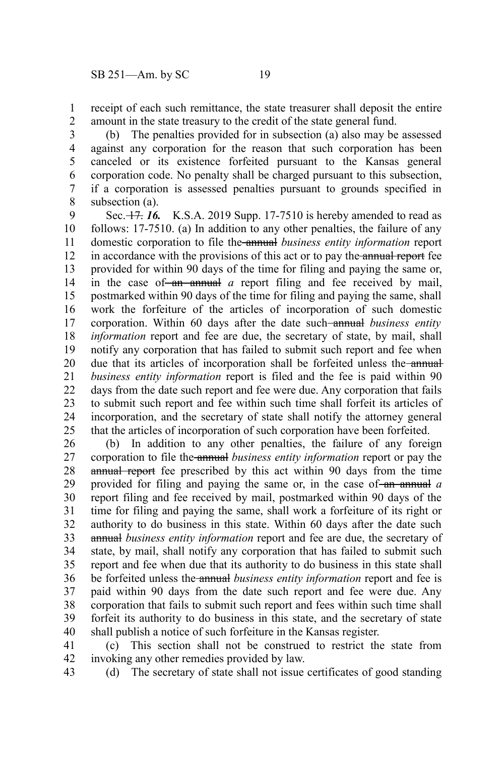receipt of each such remittance, the state treasurer shall deposit the entire amount in the state treasury to the credit of the state general fund.

(b) The penalties provided for in subsection (a) also may be assessed against any corporation for the reason that such corporation has been canceled or its existence forfeited pursuant to the Kansas general corporation code. No penalty shall be charged pursuant to this subsection, if a corporation is assessed penalties pursuant to grounds specified in subsection (a).

Sec. ~~17.~~ ***16.*** K.S.A. 2019 Supp. 17-7510 is hereby amended to read as follows: 17-7510. (a) In addition to any other penalties, the failure of any domestic corporation to file the ~~annual~~ *business entity information* report in accordance with the provisions of this act or to pay the ~~annual report~~ fee provided for within 90 days of the time for filing and paying the same or, in the case of ~~an annual~~ *a* report filing and fee received by mail, postmarked within 90 days of the time for filing and paying the same, shall work the forfeiture of the articles of incorporation of such domestic corporation. Within 60 days after the date such ~~annual~~ *business entity information* report and fee are due, the secretary of state, by mail, shall notify any corporation that has failed to submit such report and fee when due that its articles of incorporation shall be forfeited unless the ~~annual~~ *business entity information* report is filed and the fee is paid within 90 days from the date such report and fee were due. Any corporation that fails to submit such report and fee within such time shall forfeit its articles of incorporation, and the secretary of state shall notify the attorney general that the articles of incorporation of such corporation have been forfeited.

(b) In addition to any other penalties, the failure of any foreign corporation to file the ~~annual~~ *business entity information* report or pay the ~~annual report~~ fee prescribed by this act within 90 days from the time provided for filing and paying the same or, in the case of ~~an annual~~ *a* report filing and fee received by mail, postmarked within 90 days of the time for filing and paying the same, shall work a forfeiture of its right or authority to do business in this state. Within 60 days after the date such ~~annual~~ *business entity information* report and fee are due, the secretary of state, by mail, shall notify any corporation that has failed to submit such report and fee when due that its authority to do business in this state shall be forfeited unless the ~~annual~~ *business entity information* report and fee is paid within 90 days from the date such report and fee were due. Any corporation that fails to submit such report and fees within such time shall forfeit its authority to do business in this state, and the secretary of state shall publish a notice of such forfeiture in the Kansas register.

(c) This section shall not be construed to restrict the state from invoking any other remedies provided by law.

(d) The secretary of state shall not issue certificates of good standing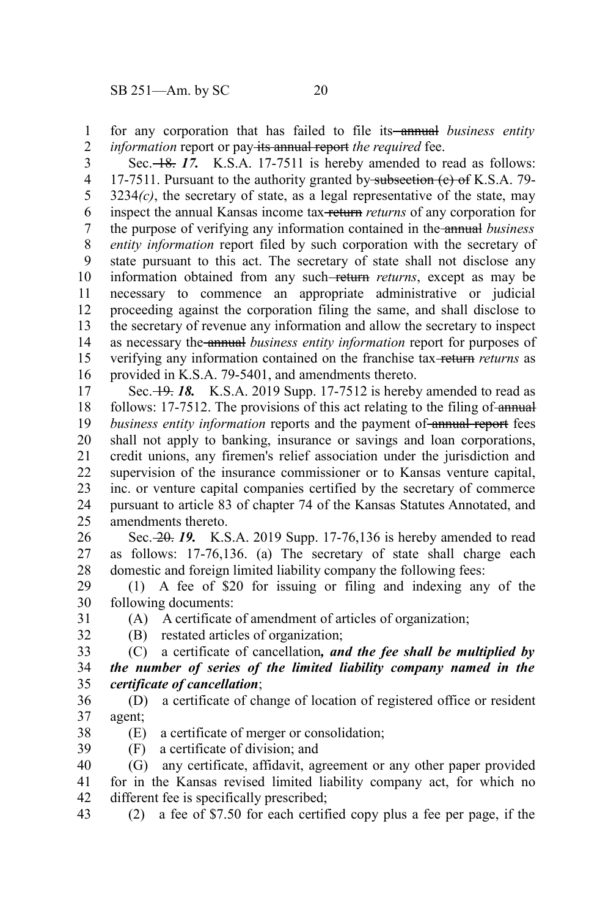for any corporation that has failed to file its ~~annual~~ *business entity information* report or pay ~~its annual report~~ *the required* fee.

Sec. ~~18.~~ ***17.*** K.S.A. 17-7511 is hereby amended to read as follows: 17-7511. Pursuant to the authority granted by ~~subsection (c) of~~ K.S.A. 79-3234*(c)*, the secretary of state, as a legal representative of the state, may inspect the annual Kansas income tax ~~return~~ *returns* of any corporation for the purpose of verifying any information contained in the ~~annual~~ *business entity information* report filed by such corporation with the secretary of state pursuant to this act. The secretary of state shall not disclose any information obtained from any such ~~return~~ *returns*, except as may be necessary to commence an appropriate administrative or judicial proceeding against the corporation filing the same, and shall disclose to the secretary of revenue any information and allow the secretary to inspect as necessary the ~~annual~~ *business entity information* report for purposes of verifying any information contained on the franchise tax ~~return~~ *returns* as provided in K.S.A. 79-5401, and amendments thereto.

Sec. ~~19.~~ ***18.*** K.S.A. 2019 Supp. 17-7512 is hereby amended to read as follows: 17-7512. The provisions of this act relating to the filing of ~~annual~~ *business entity information* reports and the payment of ~~annual report~~ fees shall not apply to banking, insurance or savings and loan corporations, credit unions, any firemen's relief association under the jurisdiction and supervision of the insurance commissioner or to Kansas venture capital, inc. or venture capital companies certified by the secretary of commerce pursuant to article 83 of chapter 74 of the Kansas Statutes Annotated, and amendments thereto.

Sec. ~~20.~~ ***19.*** K.S.A. 2019 Supp. 17-76,136 is hereby amended to read as follows: 17-76,136. (a) The secretary of state shall charge each domestic and foreign limited liability company the following fees:

(1) A fee of $20 for issuing or filing and indexing any of the following documents:

(A) A certificate of amendment of articles of organization;

(B) restated articles of organization;

(C) a certificate of cancellation***, and the fee shall be multiplied by the number of series of the limited liability company named in the certificate of cancellation***;

(D) a certificate of change of location of registered office or resident agent;

(E) a certificate of merger or consolidation;

(F) a certificate of division; and

(G) any certificate, affidavit, agreement or any other paper provided for in the Kansas revised limited liability company act, for which no different fee is specifically prescribed;

(2) a fee of $7.50 for each certified copy plus a fee per page, if the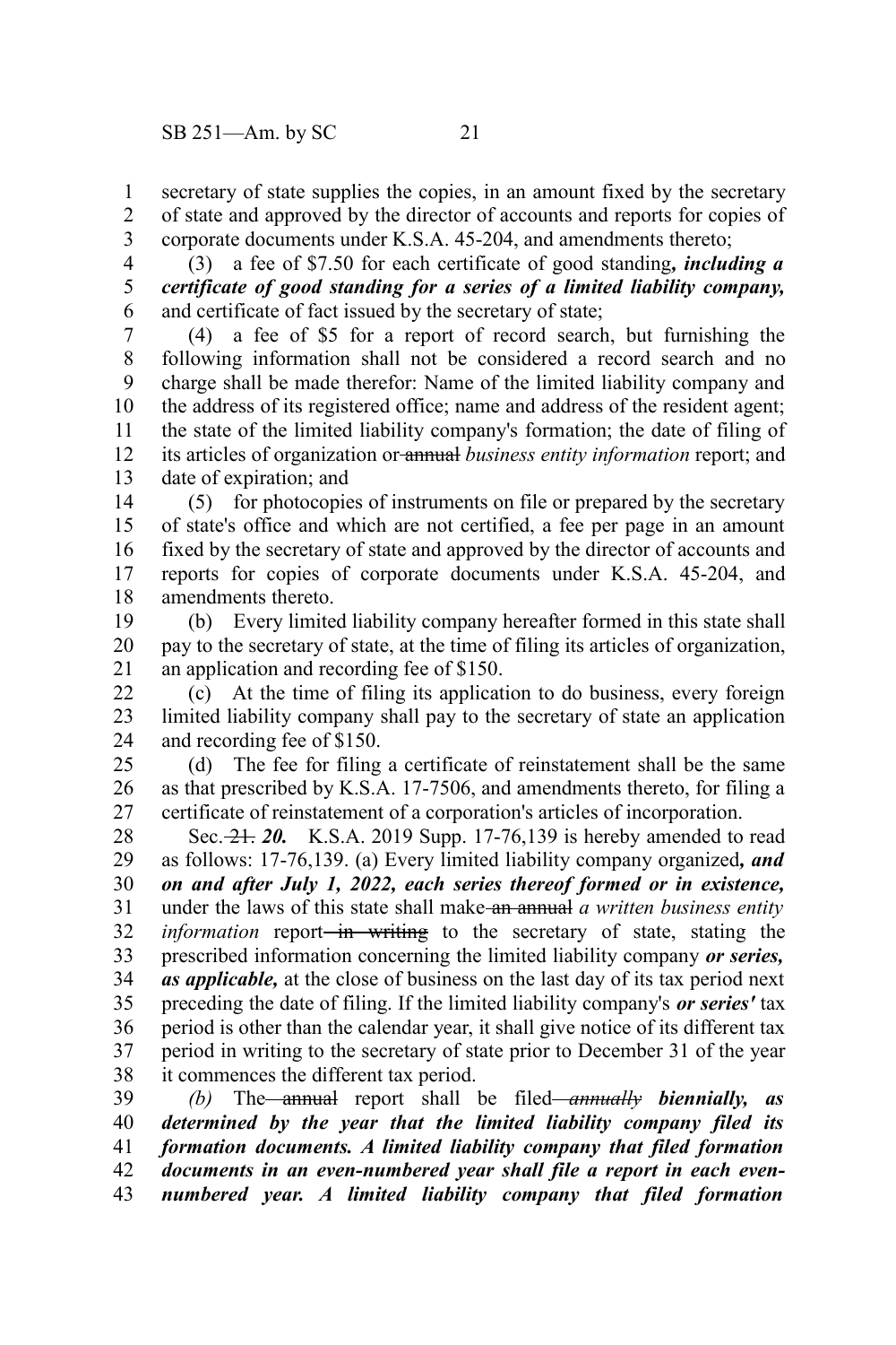secretary of state supplies the copies, in an amount fixed by the secretary of state and approved by the director of accounts and reports for copies of corporate documents under K.S.A. 45-204, and amendments thereto;

(3) a fee of $7.50 for each certificate of good standing*, including a certificate of good standing for a series of a limited liability company,* and certificate of fact issued by the secretary of state;

(4) a fee of $5 for a report of record search, but furnishing the following information shall not be considered a record search and no charge shall be made therefor: Name of the limited liability company and the address of its registered office; name and address of the resident agent; the state of the limited liability company's formation; the date of filing of its articles of organization or ~~annual~~ *business entity information* report; and date of expiration; and

(5) for photocopies of instruments on file or prepared by the secretary of state's office and which are not certified, a fee per page in an amount fixed by the secretary of state and approved by the director of accounts and reports for copies of corporate documents under K.S.A. 45-204, and amendments thereto.

(b) Every limited liability company hereafter formed in this state shall pay to the secretary of state, at the time of filing its articles of organization, an application and recording fee of $150.

(c) At the time of filing its application to do business, every foreign limited liability company shall pay to the secretary of state an application and recording fee of $150.

(d) The fee for filing a certificate of reinstatement shall be the same as that prescribed by K.S.A. 17-7506, and amendments thereto, for filing a certificate of reinstatement of a corporation's articles of incorporation.

Sec. ~~21.~~ ***20.*** K.S.A. 2019 Supp. 17-76,139 is hereby amended to read as follows: 17-76,139. (a) Every limited liability company organized***, and on and after July 1, 2022, each series thereof formed or in existence,*** under the laws of this state shall make ~~an annual~~ *a written business entity information* report ~~in writing~~ to the secretary of state, stating the prescribed information concerning the limited liability company ***or series, as applicable,*** at the close of business on the last day of its tax period next preceding the date of filing. If the limited liability company's ***or series'*** tax period is other than the calendar year, it shall give notice of its different tax period in writing to the secretary of state prior to December 31 of the year it commences the different tax period.

*(b)* The ~~annual~~ report shall be filed ~~*annually*~~ ***biennially, as determined by the year that the limited liability company filed its formation documents. A limited liability company that filed formation documents in an even-numbered year shall file a report in each even-numbered year. A limited liability company that filed formation***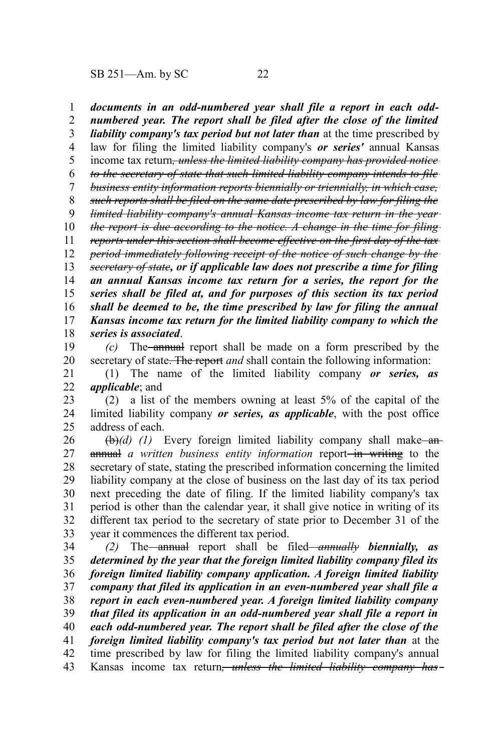***documents in an odd-numbered year shall file a report in each odd-numbered year. The report shall be filed after the close of the limited liability company's tax period but not later than*** at the time prescribed by law for filing the limited liability company's ***or series'*** annual Kansas income tax return~~*, unless the limited liability company has provided notice to the secretary of state that such limited liability company intends to file business entity information reports biennially or triennially, in which case, such reports shall be filed on the same date prescribed by law for filing the limited liability company's annual Kansas income tax return in the year the report is due according to the notice. A change in the time for filing reports under this section shall become effective on the first day of the tax period immediately following receipt of the notice of such change by the secretary of state*~~***, or if applicable law does not prescribe a time for filing an annual Kansas income tax return for a series, the report for the series shall be filed at, and for purposes of this section its tax period shall be deemed to be, the time prescribed by law for filing the annual Kansas income tax return for the limited liability company to which the series is associated***.

*(c)* The ~~annual~~ report shall be made on a form prescribed by the secretary of state~~. The report~~ *and* shall contain the following information:

(1) The name of the limited liability company ***or series, as applicable***; and

(2) a list of the members owning at least 5% of the capital of the limited liability company ***or series, as applicable***, with the post office address of each.

~~(b)~~*(d) (1)* Every foreign limited liability company shall make ~~an annual~~ *a written business entity information* report ~~in writing~~ to the secretary of state, stating the prescribed information concerning the limited liability company at the close of business on the last day of its tax period next preceding the date of filing. If the limited liability company's tax period is other than the calendar year, it shall give notice in writing of its different tax period to the secretary of state prior to December 31 of the year it commences the different tax period.

*(2)* The ~~annual~~ report shall be filed ~~*annually*~~ ***biennially, as determined by the year that the foreign limited liability company filed its foreign limited liability company application. A foreign limited liability company that filed its application in an even-numbered year shall file a report in each even-numbered year. A foreign limited liability company that filed its application in an odd-numbered year shall file a report in each odd-numbered year. The report shall be filed after the close of the foreign limited liability company's tax period but not later than*** at the time prescribed by law for filing the limited liability company's annual Kansas income tax return~~*, unless the limited liability company has*~~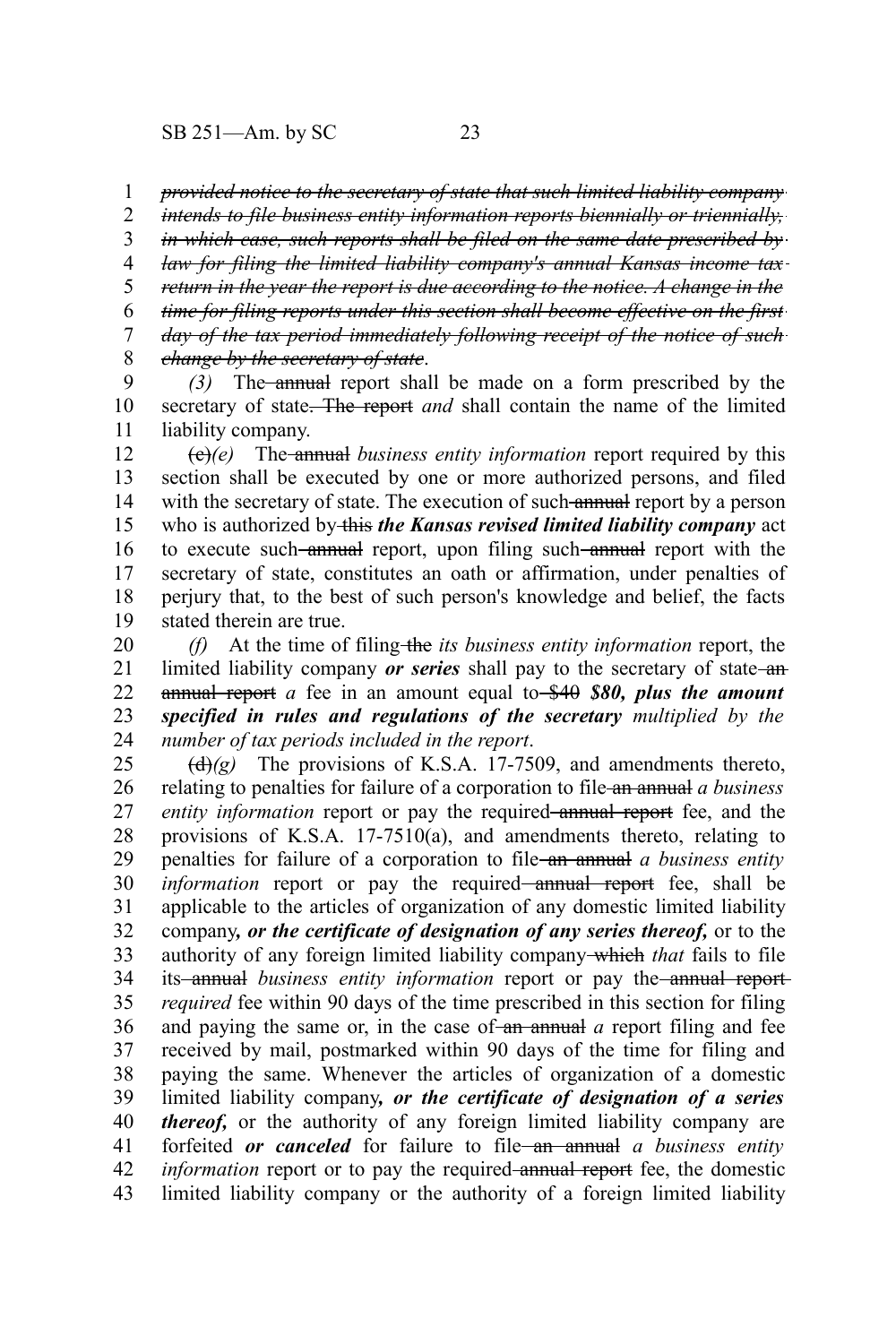~~*provided notice to the secretary of state that such limited liability company intends to file business entity information reports biennially or triennially, in which case, such reports shall be filed on the same date prescribed by law for filing the limited liability company's annual Kansas income tax return in the year the report is due according to the notice. A change in the time for filing reports under this section shall become effective on the first day of the tax period immediately following receipt of the notice of such change by the secretary of state*~~.

*(3)* The ~~annual~~ report shall be made on a form prescribed by the secretary of state~~. The report~~ *and* shall contain the name of the limited liability company.

~~(c)~~*(e)* The ~~annual~~ *business entity information* report required by this section shall be executed by one or more authorized persons, and filed with the secretary of state. The execution of such ~~annual~~ report by a person who is authorized by ~~this~~ ***the Kansas revised limited liability company*** act to execute such ~~annual~~ report, upon filing such ~~annual~~ report with the secretary of state, constitutes an oath or affirmation, under penalties of perjury that, to the best of such person's knowledge and belief, the facts stated therein are true.

*(f)* At the time of filing ~~the~~ *its business entity information* report, the limited liability company ***or series*** shall pay to the secretary of state ~~an annual report~~ *a* fee in an amount equal to ~~$40~~ ***$80, plus the amount specified in rules and regulations of the secretary*** *multiplied by the number of tax periods included in the report*.

~~(d)~~*(g)* The provisions of K.S.A. 17-7509, and amendments thereto, relating to penalties for failure of a corporation to file ~~an annual~~ *a business entity information* report or pay the required ~~annual report~~ fee, and the provisions of K.S.A. 17-7510(a), and amendments thereto, relating to penalties for failure of a corporation to file ~~an annual~~ *a business entity information* report or pay the required ~~annual report~~ fee, shall be applicable to the articles of organization of any domestic limited liability company***, or the certificate of designation of any series thereof,*** or to the authority of any foreign limited liability company ~~which~~ *that* fails to file its ~~annual~~ *business entity information* report or pay the ~~annual report~~ *required* fee within 90 days of the time prescribed in this section for filing and paying the same or, in the case of ~~an annual~~ *a* report filing and fee received by mail, postmarked within 90 days of the time for filing and paying the same. Whenever the articles of organization of a domestic limited liability company***, or the certificate of designation of a series thereof,*** or the authority of any foreign limited liability company are forfeited ***or canceled*** for failure to file ~~an annual~~ *a business entity information* report or to pay the required ~~annual report~~ fee, the domestic limited liability company or the authority of a foreign limited liability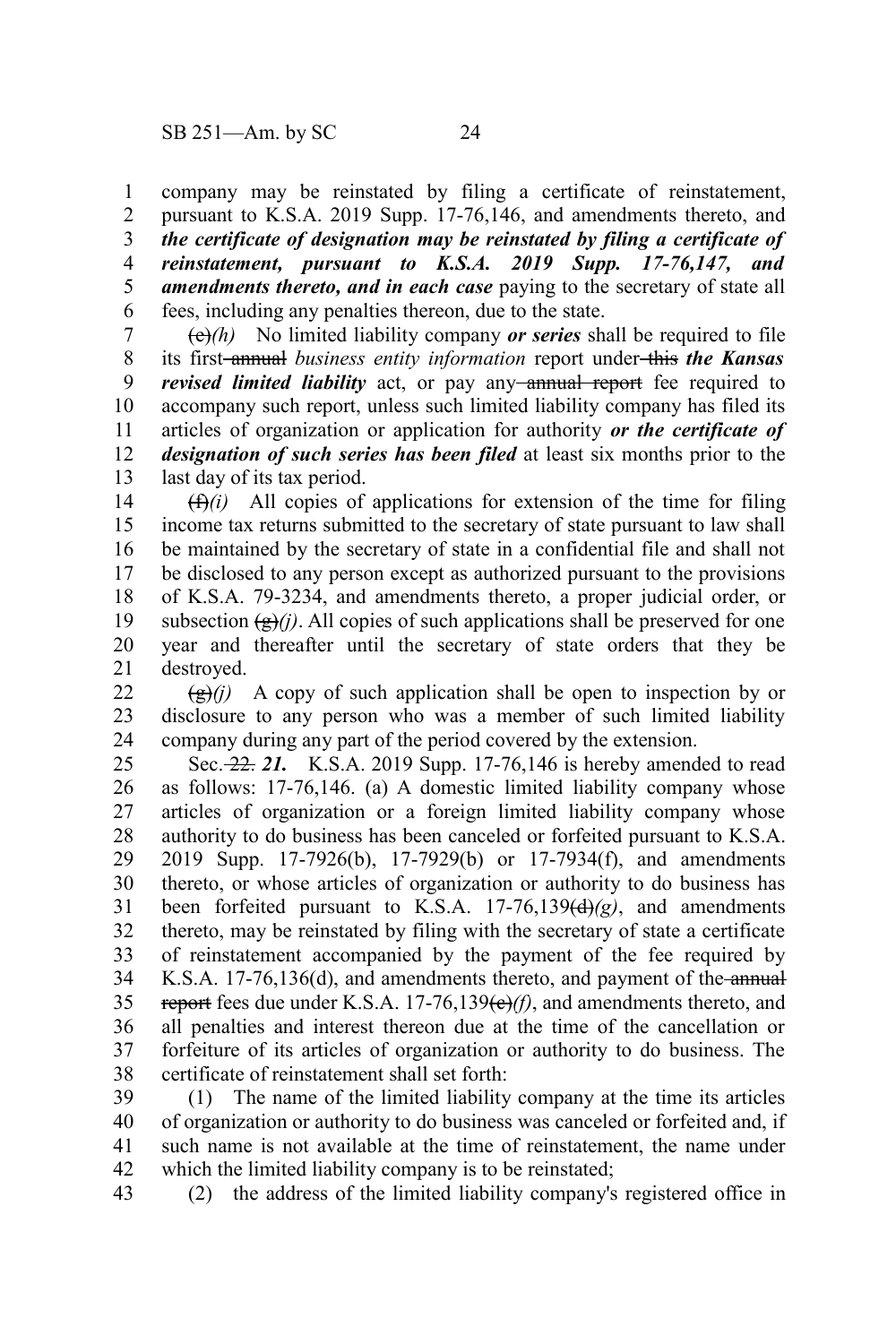company may be reinstated by filing a certificate of reinstatement, pursuant to K.S.A. 2019 Supp. 17-76,146, and amendments thereto, and ***the certificate of designation may be reinstated by filing a certificate of reinstatement, pursuant to K.S.A. 2019 Supp. 17-76,147, and amendments thereto, and in each case*** paying to the secretary of state all fees, including any penalties thereon, due to the state.

~~(e)~~*(h)* No limited liability company ***or series*** shall be required to file its first ~~annual~~ *business entity information* report under ~~this~~ ***the Kansas revised limited liability*** act, or pay any ~~annual report~~ fee required to accompany such report, unless such limited liability company has filed its articles of organization or application for authority ***or the certificate of designation of such series has been filed*** at least six months prior to the last day of its tax period.

~~(f)~~*(i)* All copies of applications for extension of the time for filing income tax returns submitted to the secretary of state pursuant to law shall be maintained by the secretary of state in a confidential file and shall not be disclosed to any person except as authorized pursuant to the provisions of K.S.A. 79-3234, and amendments thereto, a proper judicial order, or subsection ~~(g)~~*(j)*. All copies of such applications shall be preserved for one year and thereafter until the secretary of state orders that they be destroyed.

~~(g)~~*(j)* A copy of such application shall be open to inspection by or disclosure to any person who was a member of such limited liability company during any part of the period covered by the extension.

Sec. ~~22.~~ ***21.*** K.S.A. 2019 Supp. 17-76,146 is hereby amended to read as follows: 17-76,146. (a) A domestic limited liability company whose articles of organization or a foreign limited liability company whose authority to do business has been canceled or forfeited pursuant to K.S.A. 2019 Supp. 17-7926(b), 17-7929(b) or 17-7934(f), and amendments thereto, or whose articles of organization or authority to do business has been forfeited pursuant to K.S.A. 17-76,139~~(d)~~*(g)*, and amendments thereto, may be reinstated by filing with the secretary of state a certificate of reinstatement accompanied by the payment of the fee required by K.S.A. 17-76,136(d), and amendments thereto, and payment of the ~~annual report~~ fees due under K.S.A. 17-76,139~~(e)~~*(f)*, and amendments thereto, and all penalties and interest thereon due at the time of the cancellation or forfeiture of its articles of organization or authority to do business. The certificate of reinstatement shall set forth:

(1) The name of the limited liability company at the time its articles of organization or authority to do business was canceled or forfeited and, if such name is not available at the time of reinstatement, the name under which the limited liability company is to be reinstated;

(2) the address of the limited liability company's registered office in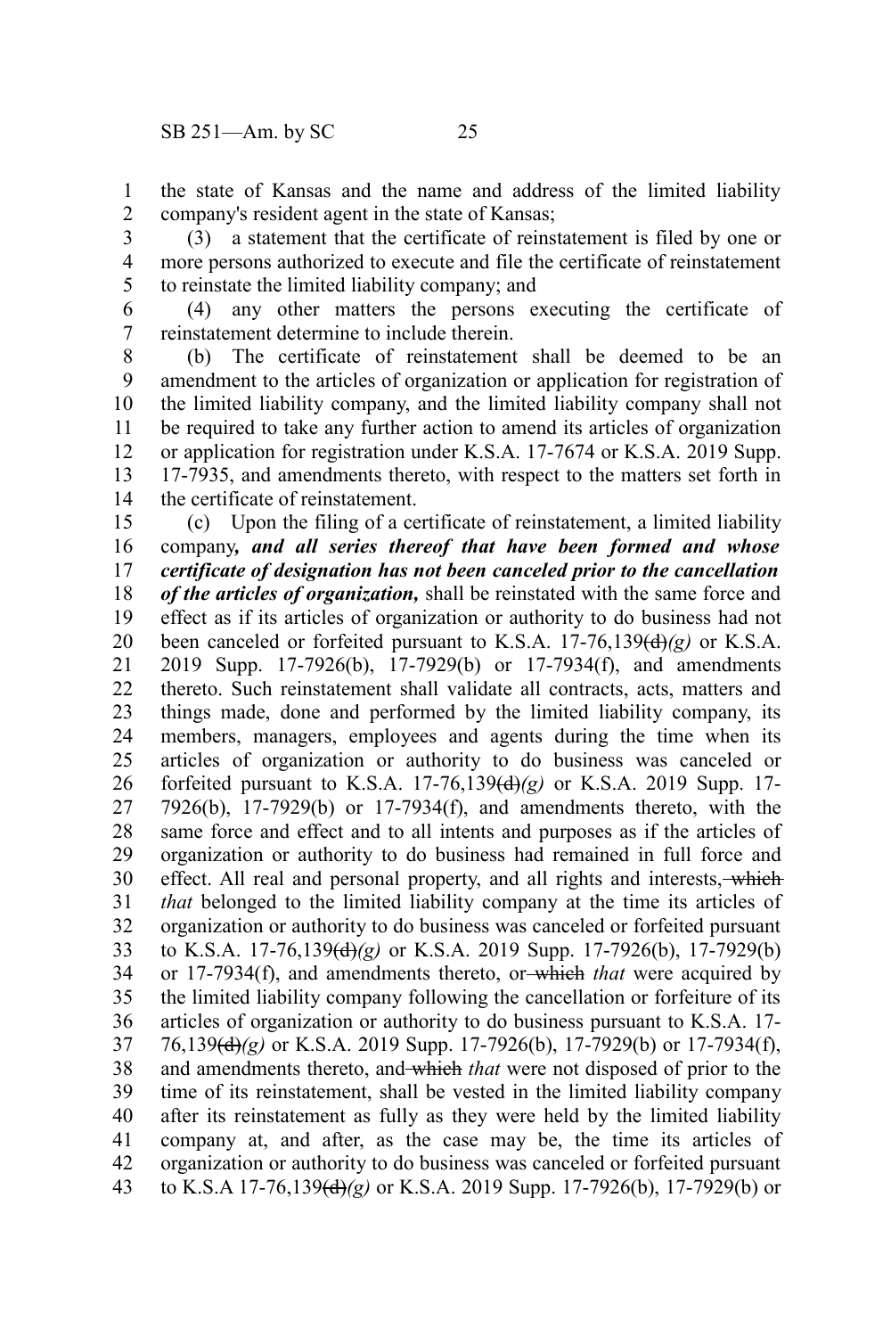the state of Kansas and the name and address of the limited liability company's resident agent in the state of Kansas;

(3) a statement that the certificate of reinstatement is filed by one or more persons authorized to execute and file the certificate of reinstatement to reinstate the limited liability company; and

(4) any other matters the persons executing the certificate of reinstatement determine to include therein.

(b) The certificate of reinstatement shall be deemed to be an amendment to the articles of organization or application for registration of the limited liability company, and the limited liability company shall not be required to take any further action to amend its articles of organization or application for registration under K.S.A. 17-7674 or K.S.A. 2019 Supp. 17-7935, and amendments thereto, with respect to the matters set forth in the certificate of reinstatement.

(c) Upon the filing of a certificate of reinstatement, a limited liability company***, and all series thereof that have been formed and whose certificate of designation has not been canceled prior to the cancellation of the articles of organization,*** shall be reinstated with the same force and effect as if its articles of organization or authority to do business had not been canceled or forfeited pursuant to K.S.A. 17-76,139~~(d)~~*(g)* or K.S.A. 2019 Supp. 17-7926(b), 17-7929(b) or 17-7934(f), and amendments thereto. Such reinstatement shall validate all contracts, acts, matters and things made, done and performed by the limited liability company, its members, managers, employees and agents during the time when its articles of organization or authority to do business was canceled or forfeited pursuant to K.S.A. 17-76,139~~(d)~~*(g)* or K.S.A. 2019 Supp. 17-7926(b), 17-7929(b) or 17-7934(f), and amendments thereto, with the same force and effect and to all intents and purposes as if the articles of organization or authority to do business had remained in full force and effect. All real and personal property, and all rights and interests, ~~which~~ *that* belonged to the limited liability company at the time its articles of organization or authority to do business was canceled or forfeited pursuant to K.S.A. 17-76,139~~(d)~~*(g)* or K.S.A. 2019 Supp. 17-7926(b), 17-7929(b) or 17-7934(f), and amendments thereto, or ~~which~~ *that* were acquired by the limited liability company following the cancellation or forfeiture of its articles of organization or authority to do business pursuant to K.S.A. 17-76,139~~(d)~~*(g)* or K.S.A. 2019 Supp. 17-7926(b), 17-7929(b) or 17-7934(f), and amendments thereto, and ~~which~~ *that* were not disposed of prior to the time of its reinstatement, shall be vested in the limited liability company after its reinstatement as fully as they were held by the limited liability company at, and after, as the case may be, the time its articles of organization or authority to do business was canceled or forfeited pursuant to K.S.A 17-76,139~~(d)~~*(g)* or K.S.A. 2019 Supp. 17-7926(b), 17-7929(b) or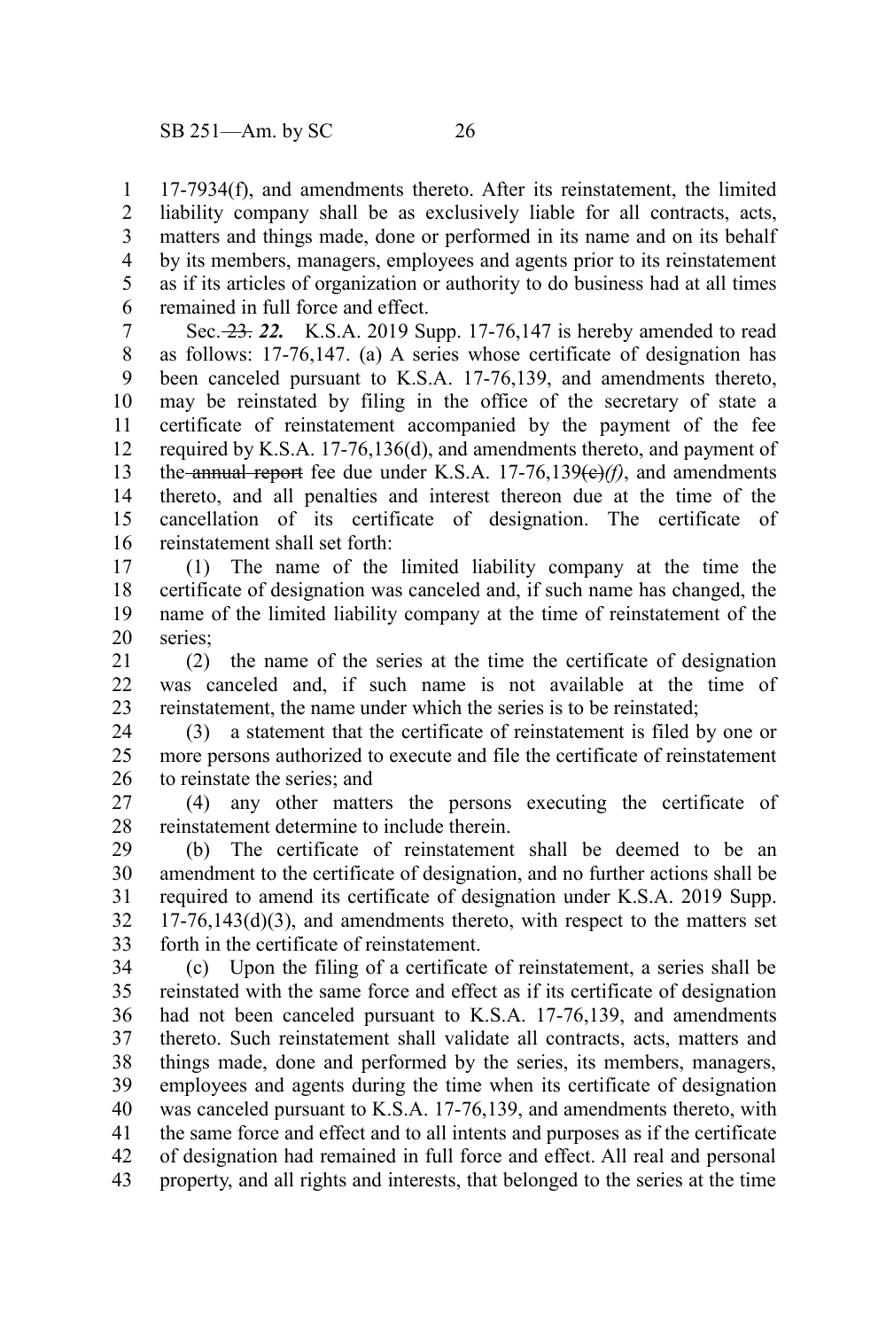17-7934(f), and amendments thereto. After its reinstatement, the limited liability company shall be as exclusively liable for all contracts, acts, matters and things made, done or performed in its name and on its behalf by its members, managers, employees and agents prior to its reinstatement as if its articles of organization or authority to do business had at all times remained in full force and effect.

Sec. ~~23.~~ ***22.*** K.S.A. 2019 Supp. 17-76,147 is hereby amended to read as follows: 17-76,147. (a) A series whose certificate of designation has been canceled pursuant to K.S.A. 17-76,139, and amendments thereto, may be reinstated by filing in the office of the secretary of state a certificate of reinstatement accompanied by the payment of the fee required by K.S.A. 17-76,136(d), and amendments thereto, and payment of the ~~annual report~~ fee due under K.S.A. 17-76,139~~(e)~~*(f)*, and amendments thereto, and all penalties and interest thereon due at the time of the cancellation of its certificate of designation. The certificate of reinstatement shall set forth:

(1) The name of the limited liability company at the time the certificate of designation was canceled and, if such name has changed, the name of the limited liability company at the time of reinstatement of the series;

(2) the name of the series at the time the certificate of designation was canceled and, if such name is not available at the time of reinstatement, the name under which the series is to be reinstated;

(3) a statement that the certificate of reinstatement is filed by one or more persons authorized to execute and file the certificate of reinstatement to reinstate the series; and

(4) any other matters the persons executing the certificate of reinstatement determine to include therein.

(b) The certificate of reinstatement shall be deemed to be an amendment to the certificate of designation, and no further actions shall be required to amend its certificate of designation under K.S.A. 2019 Supp. 17-76,143(d)(3), and amendments thereto, with respect to the matters set forth in the certificate of reinstatement.

(c) Upon the filing of a certificate of reinstatement, a series shall be reinstated with the same force and effect as if its certificate of designation had not been canceled pursuant to K.S.A. 17-76,139, and amendments thereto. Such reinstatement shall validate all contracts, acts, matters and things made, done and performed by the series, its members, managers, employees and agents during the time when its certificate of designation was canceled pursuant to K.S.A. 17-76,139, and amendments thereto, with the same force and effect and to all intents and purposes as if the certificate of designation had remained in full force and effect. All real and personal property, and all rights and interests, that belonged to the series at the time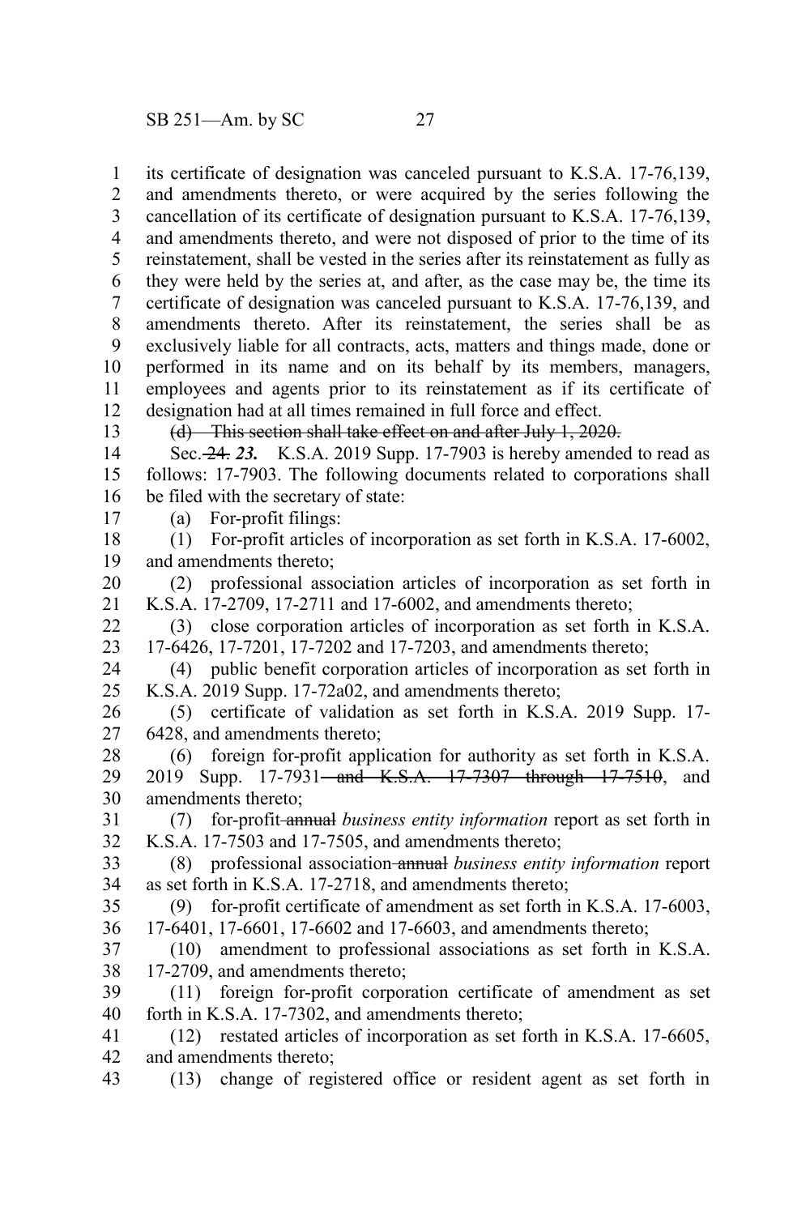its certificate of designation was canceled pursuant to K.S.A. 17-76,139, and amendments thereto, or were acquired by the series following the cancellation of its certificate of designation pursuant to K.S.A. 17-76,139, and amendments thereto, and were not disposed of prior to the time of its reinstatement, shall be vested in the series after its reinstatement as fully as they were held by the series at, and after, as the case may be, the time its certificate of designation was canceled pursuant to K.S.A. 17-76,139, and amendments thereto. After its reinstatement, the series shall be as exclusively liable for all contracts, acts, matters and things made, done or performed in its name and on its behalf by its members, managers, employees and agents prior to its reinstatement as if its certificate of designation had at all times remained in full force and effect.

~~(d) This section shall take effect on and after July 1, 2020.~~

Sec. ~~24.~~ ***23.*** K.S.A. 2019 Supp. 17-7903 is hereby amended to read as follows: 17-7903. The following documents related to corporations shall be filed with the secretary of state:

(a) For-profit filings:

(1) For-profit articles of incorporation as set forth in K.S.A. 17-6002, and amendments thereto;

(2) professional association articles of incorporation as set forth in K.S.A. 17-2709, 17-2711 and 17-6002, and amendments thereto;

(3) close corporation articles of incorporation as set forth in K.S.A. 17-6426, 17-7201, 17-7202 and 17-7203, and amendments thereto;

(4) public benefit corporation articles of incorporation as set forth in K.S.A. 2019 Supp. 17-72a02, and amendments thereto;

(5) certificate of validation as set forth in K.S.A. 2019 Supp. 17-6428, and amendments thereto;

(6) foreign for-profit application for authority as set forth in K.S.A. 2019 Supp. 17-7931~~ and K.S.A. 17-7307 through 17-7510~~, and amendments thereto;

(7) for-profit ~~annual~~ *business entity information* report as set forth in K.S.A. 17-7503 and 17-7505, and amendments thereto;

(8) professional association ~~annual~~ *business entity information* report as set forth in K.S.A. 17-2718, and amendments thereto;

(9) for-profit certificate of amendment as set forth in K.S.A. 17-6003, 17-6401, 17-6601, 17-6602 and 17-6603, and amendments thereto;

(10) amendment to professional associations as set forth in K.S.A. 17-2709, and amendments thereto;

(11) foreign for-profit corporation certificate of amendment as set forth in K.S.A. 17-7302, and amendments thereto;

(12) restated articles of incorporation as set forth in K.S.A. 17-6605, and amendments thereto;

(13) change of registered office or resident agent as set forth in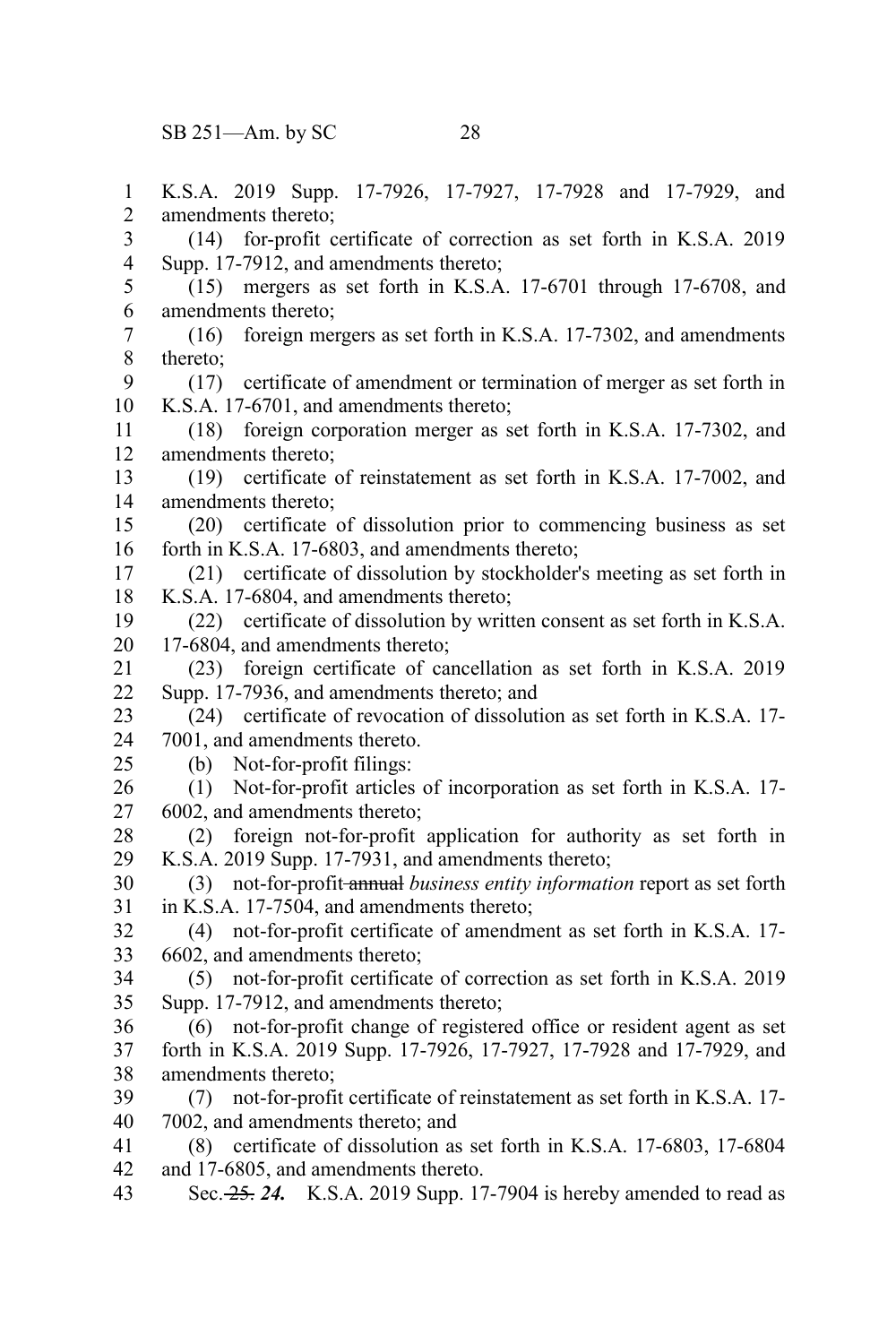K.S.A. 2019 Supp. 17-7926, 17-7927, 17-7928 and 17-7929, and amendments thereto;

(14) for-profit certificate of correction as set forth in K.S.A. 2019 Supp. 17-7912, and amendments thereto;

(15) mergers as set forth in K.S.A. 17-6701 through 17-6708, and amendments thereto;

(16) foreign mergers as set forth in K.S.A. 17-7302, and amendments thereto;

(17) certificate of amendment or termination of merger as set forth in K.S.A. 17-6701, and amendments thereto;

(18) foreign corporation merger as set forth in K.S.A. 17-7302, and amendments thereto;

(19) certificate of reinstatement as set forth in K.S.A. 17-7002, and amendments thereto;

(20) certificate of dissolution prior to commencing business as set forth in K.S.A. 17-6803, and amendments thereto;

(21) certificate of dissolution by stockholder's meeting as set forth in K.S.A. 17-6804, and amendments thereto;

(22) certificate of dissolution by written consent as set forth in K.S.A. 17-6804, and amendments thereto;

(23) foreign certificate of cancellation as set forth in K.S.A. 2019 Supp. 17-7936, and amendments thereto; and

(24) certificate of revocation of dissolution as set forth in K.S.A. 17-7001, and amendments thereto.

(b) Not-for-profit filings:

(1) Not-for-profit articles of incorporation as set forth in K.S.A. 17-6002, and amendments thereto;

(2) foreign not-for-profit application for authority as set forth in K.S.A. 2019 Supp. 17-7931, and amendments thereto;

(3) not-for-profit ~~annual~~ *business entity information* report as set forth in K.S.A. 17-7504, and amendments thereto;

(4) not-for-profit certificate of amendment as set forth in K.S.A. 17-6602, and amendments thereto;

(5) not-for-profit certificate of correction as set forth in K.S.A. 2019 Supp. 17-7912, and amendments thereto;

(6) not-for-profit change of registered office or resident agent as set forth in K.S.A. 2019 Supp. 17-7926, 17-7927, 17-7928 and 17-7929, and amendments thereto;

(7) not-for-profit certificate of reinstatement as set forth in K.S.A. 17-7002, and amendments thereto; and

(8) certificate of dissolution as set forth in K.S.A. 17-6803, 17-6804 and 17-6805, and amendments thereto.

Sec. ~~25.~~ ***24.*** K.S.A. 2019 Supp. 17-7904 is hereby amended to read as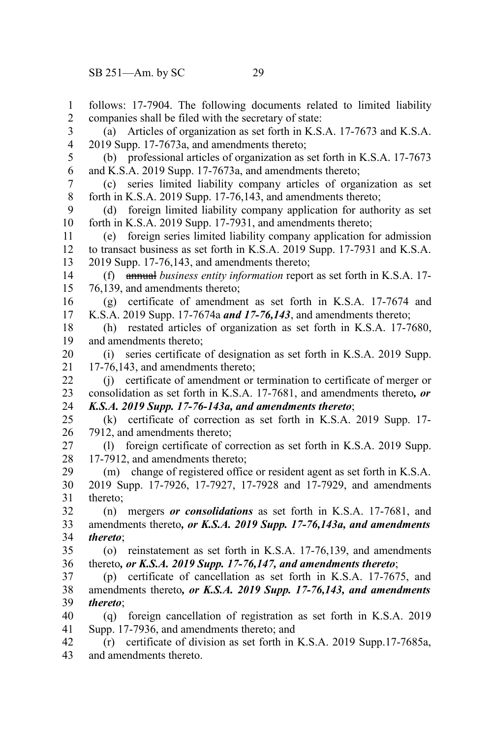follows: 17-7904. The following documents related to limited liability companies shall be filed with the secretary of state:

(a) Articles of organization as set forth in K.S.A. 17-7673 and K.S.A. 2019 Supp. 17-7673a, and amendments thereto;

(b) professional articles of organization as set forth in K.S.A. 17-7673 and K.S.A. 2019 Supp. 17-7673a, and amendments thereto;

(c) series limited liability company articles of organization as set forth in K.S.A. 2019 Supp. 17-76,143, and amendments thereto;

(d) foreign limited liability company application for authority as set forth in K.S.A. 2019 Supp. 17-7931, and amendments thereto;

(e) foreign series limited liability company application for admission to transact business as set forth in K.S.A. 2019 Supp. 17-7931 and K.S.A. 2019 Supp. 17-76,143, and amendments thereto;

(f) ~~annual~~ *business entity information* report as set forth in K.S.A. 17-76,139, and amendments thereto;

(g) certificate of amendment as set forth in K.S.A. 17-7674 and K.S.A. 2019 Supp. 17-7674a ***and 17-76,143***, and amendments thereto;

(h) restated articles of organization as set forth in K.S.A. 17-7680, and amendments thereto;

(i) series certificate of designation as set forth in K.S.A. 2019 Supp. 17-76,143, and amendments thereto;

(j) certificate of amendment or termination to certificate of merger or consolidation as set forth in K.S.A. 17-7681, and amendments thereto***, or K.S.A. 2019 Supp. 17-76-143a, and amendments thereto***;

(k) certificate of correction as set forth in K.S.A. 2019 Supp. 17-7912, and amendments thereto;

(l) foreign certificate of correction as set forth in K.S.A. 2019 Supp. 17-7912, and amendments thereto;

(m) change of registered office or resident agent as set forth in K.S.A. 2019 Supp. 17-7926, 17-7927, 17-7928 and 17-7929, and amendments thereto;

(n) mergers ***or consolidations*** as set forth in K.S.A. 17-7681, and amendments thereto***, or K.S.A. 2019 Supp. 17-76,143a, and amendments thereto***;

(o) reinstatement as set forth in K.S.A. 17-76,139, and amendments thereto***, or K.S.A. 2019 Supp. 17-76,147, and amendments thereto***;

(p) certificate of cancellation as set forth in K.S.A. 17-7675, and amendments thereto***, or K.S.A. 2019 Supp. 17-76,143, and amendments thereto***;

(q) foreign cancellation of registration as set forth in K.S.A. 2019 Supp. 17-7936, and amendments thereto; and

(r) certificate of division as set forth in K.S.A. 2019 Supp.17-7685a, and amendments thereto.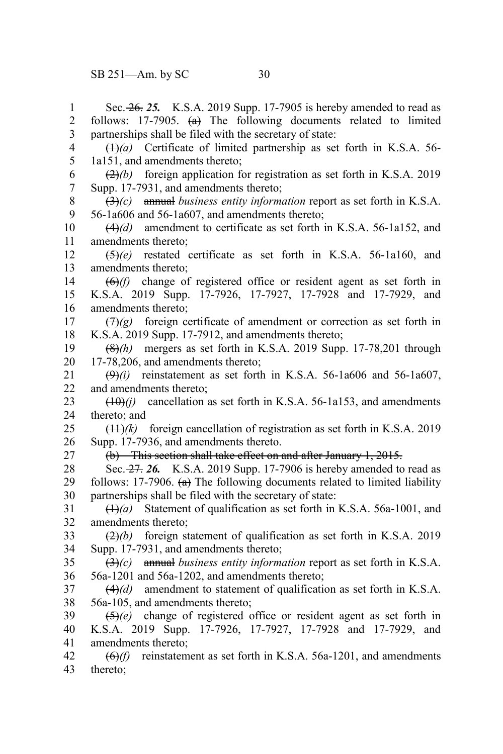Sec. ~~26.~~ ***25.*** K.S.A. 2019 Supp. 17-7905 is hereby amended to read as follows: 17-7905. ~~(a)~~ The following documents related to limited partnerships shall be filed with the secretary of state:

~~(1)~~*(a)* Certificate of limited partnership as set forth in K.S.A. 56-1a151, and amendments thereto;

~~(2)~~*(b)* foreign application for registration as set forth in K.S.A. 2019 Supp. 17-7931, and amendments thereto;

~~(3)~~*(c)* ~~annual~~ *business entity information* report as set forth in K.S.A. 56-1a606 and 56-1a607, and amendments thereto;

~~(4)~~*(d)* amendment to certificate as set forth in K.S.A. 56-1a152, and amendments thereto;

~~(5)~~*(e)* restated certificate as set forth in K.S.A. 56-1a160, and amendments thereto;

~~(6)~~*(f)* change of registered office or resident agent as set forth in K.S.A. 2019 Supp. 17-7926, 17-7927, 17-7928 and 17-7929, and amendments thereto;

~~(7)~~*(g)* foreign certificate of amendment or correction as set forth in K.S.A. 2019 Supp. 17-7912, and amendments thereto;

~~(8)~~*(h)* mergers as set forth in K.S.A. 2019 Supp. 17-78,201 through 17-78,206, and amendments thereto;

~~(9)~~*(i)* reinstatement as set forth in K.S.A. 56-1a606 and 56-1a607, and amendments thereto;

~~(10)~~*(j)* cancellation as set forth in K.S.A. 56-1a153, and amendments thereto; and

~~(11)~~*(k)* foreign cancellation of registration as set forth in K.S.A. 2019 Supp. 17-7936, and amendments thereto.

~~(b) This section shall take effect on and after January 1, 2015.~~

Sec. ~~27.~~ ***26.*** K.S.A. 2019 Supp. 17-7906 is hereby amended to read as follows: 17-7906. ~~(a)~~ The following documents related to limited liability partnerships shall be filed with the secretary of state:

~~(1)~~*(a)* Statement of qualification as set forth in K.S.A. 56a-1001, and amendments thereto;

~~(2)~~*(b)* foreign statement of qualification as set forth in K.S.A. 2019 Supp. 17-7931, and amendments thereto;

~~(3)~~*(c)* ~~annual~~ *business entity information* report as set forth in K.S.A. 56a-1201 and 56a-1202, and amendments thereto;

~~(4)~~*(d)* amendment to statement of qualification as set forth in K.S.A. 56a-105, and amendments thereto;

~~(5)~~*(e)* change of registered office or resident agent as set forth in K.S.A. 2019 Supp. 17-7926, 17-7927, 17-7928 and 17-7929, and amendments thereto;

~~(6)~~*(f)* reinstatement as set forth in K.S.A. 56a-1201, and amendments thereto;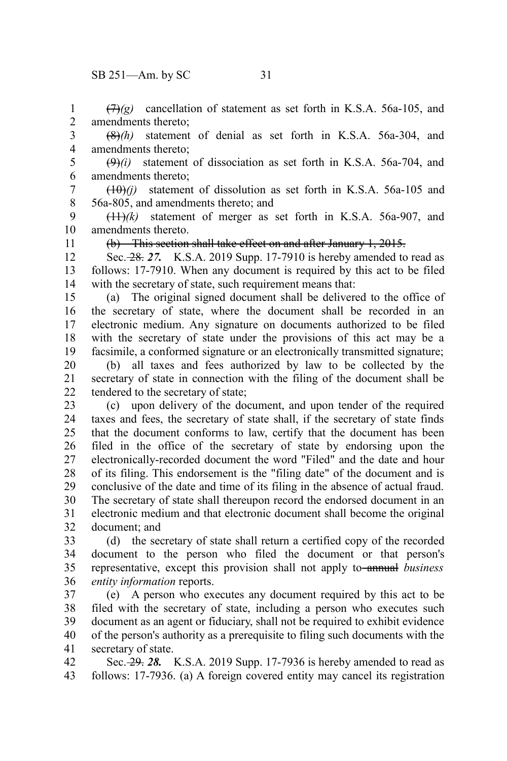~~(7)~~*(g)* cancellation of statement as set forth in K.S.A. 56a-105, and amendments thereto;

~~(8)~~*(h)* statement of denial as set forth in K.S.A. 56a-304, and amendments thereto;

~~(9)~~*(i)* statement of dissociation as set forth in K.S.A. 56a-704, and amendments thereto;

~~(10)~~*(j)* statement of dissolution as set forth in K.S.A. 56a-105 and 56a-805, and amendments thereto; and

~~(11)~~*(k)* statement of merger as set forth in K.S.A. 56a-907, and amendments thereto.

~~(b) This section shall take effect on and after January 1, 2015.~~

Sec. ~~28.~~ ***27.*** K.S.A. 2019 Supp. 17-7910 is hereby amended to read as follows: 17-7910. When any document is required by this act to be filed with the secretary of state, such requirement means that:

(a) The original signed document shall be delivered to the office of the secretary of state, where the document shall be recorded in an electronic medium. Any signature on documents authorized to be filed with the secretary of state under the provisions of this act may be a facsimile, a conformed signature or an electronically transmitted signature;

(b) all taxes and fees authorized by law to be collected by the secretary of state in connection with the filing of the document shall be tendered to the secretary of state;

(c) upon delivery of the document, and upon tender of the required taxes and fees, the secretary of state shall, if the secretary of state finds that the document conforms to law, certify that the document has been filed in the office of the secretary of state by endorsing upon the electronically-recorded document the word "Filed" and the date and hour of its filing. This endorsement is the "filing date" of the document and is conclusive of the date and time of its filing in the absence of actual fraud. The secretary of state shall thereupon record the endorsed document in an electronic medium and that electronic document shall become the original document; and

(d) the secretary of state shall return a certified copy of the recorded document to the person who filed the document or that person's representative, except this provision shall not apply to ~~annual~~ *business entity information* reports.

(e) A person who executes any document required by this act to be filed with the secretary of state, including a person who executes such document as an agent or fiduciary, shall not be required to exhibit evidence of the person's authority as a prerequisite to filing such documents with the secretary of state.

Sec. ~~29.~~ ***28.*** K.S.A. 2019 Supp. 17-7936 is hereby amended to read as follows: 17-7936. (a) A foreign covered entity may cancel its registration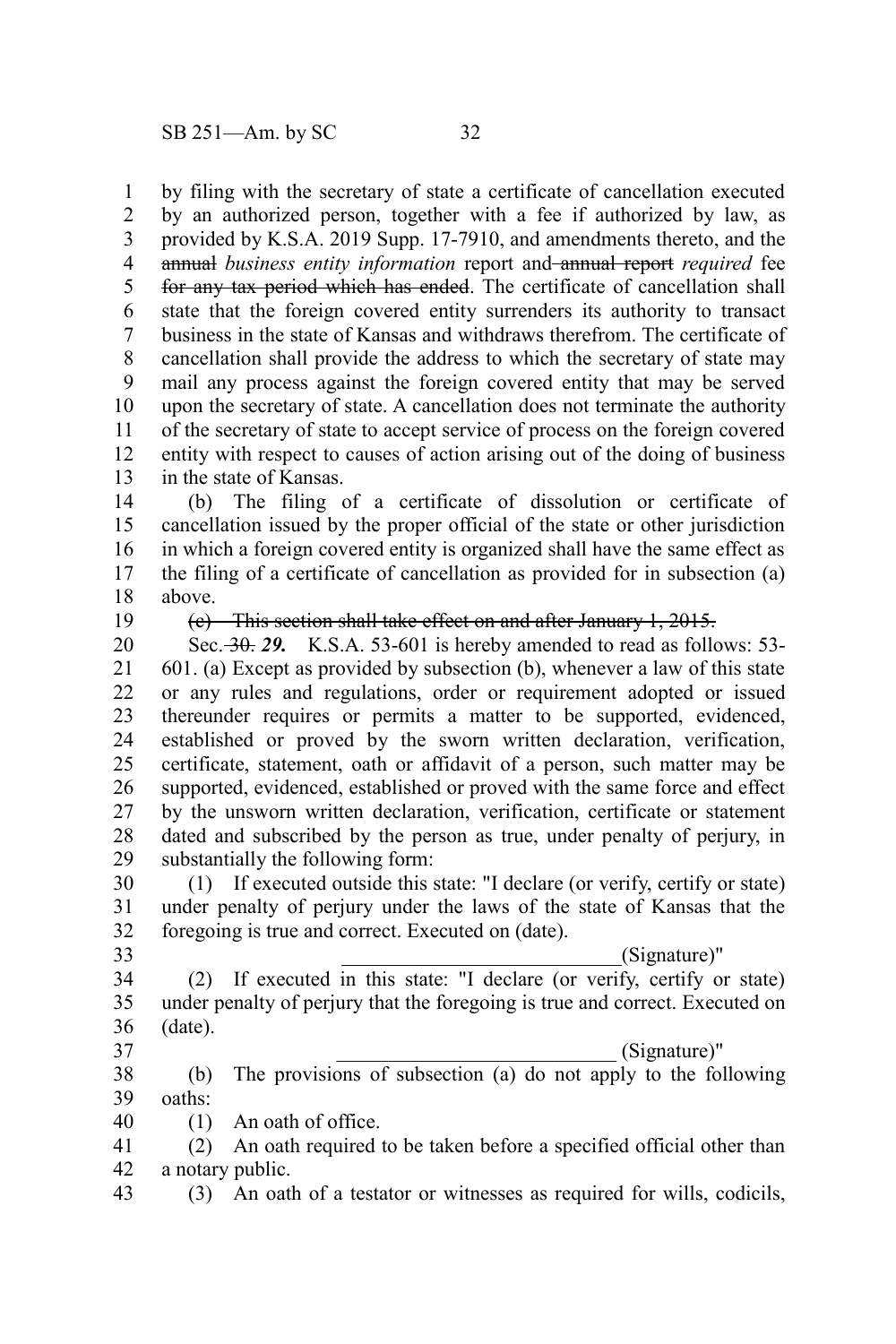by filing with the secretary of state a certificate of cancellation executed by an authorized person, together with a fee if authorized by law, as provided by K.S.A. 2019 Supp. 17-7910, and amendments thereto, and the ~~annual~~ *business entity information* report and ~~annual report~~ *required* fee ~~for any tax period which has ended~~. The certificate of cancellation shall state that the foreign covered entity surrenders its authority to transact business in the state of Kansas and withdraws therefrom. The certificate of cancellation shall provide the address to which the secretary of state may mail any process against the foreign covered entity that may be served upon the secretary of state. A cancellation does not terminate the authority of the secretary of state to accept service of process on the foreign covered entity with respect to causes of action arising out of the doing of business in the state of Kansas.

(b) The filing of a certificate of dissolution or certificate of cancellation issued by the proper official of the state or other jurisdiction in which a foreign covered entity is organized shall have the same effect as the filing of a certificate of cancellation as provided for in subsection (a) above.

~~(c) This section shall take effect on and after January 1, 2015.~~

Sec. ~~30.~~ ***29.*** K.S.A. 53-601 is hereby amended to read as follows: 53-601. (a) Except as provided by subsection (b), whenever a law of this state or any rules and regulations, order or requirement adopted or issued thereunder requires or permits a matter to be supported, evidenced, established or proved by the sworn written declaration, verification, certificate, statement, oath or affidavit of a person, such matter may be supported, evidenced, established or proved with the same force and effect by the unsworn written declaration, verification, certificate or statement dated and subscribed by the person as true, under penalty of perjury, in substantially the following form:

(1) If executed outside this state: "I declare (or verify, certify or state) under penalty of perjury under the laws of the state of Kansas that the foregoing is true and correct. Executed on (date).

\_\_\_\_\_\_\_\_\_\_\_\_\_\_\_\_\_\_\_\_\_\_\_\_\_\_\_(Signature)"

(2) If executed in this state: "I declare (or verify, certify or state) under penalty of perjury that the foregoing is true and correct. Executed on (date).

\_\_\_\_\_\_\_\_\_\_\_\_\_\_\_\_\_\_\_\_\_\_\_\_\_\_\_ (Signature)"

(b) The provisions of subsection (a) do not apply to the following oaths:

(1) An oath of office.

(2) An oath required to be taken before a specified official other than a notary public.

(3) An oath of a testator or witnesses as required for wills, codicils,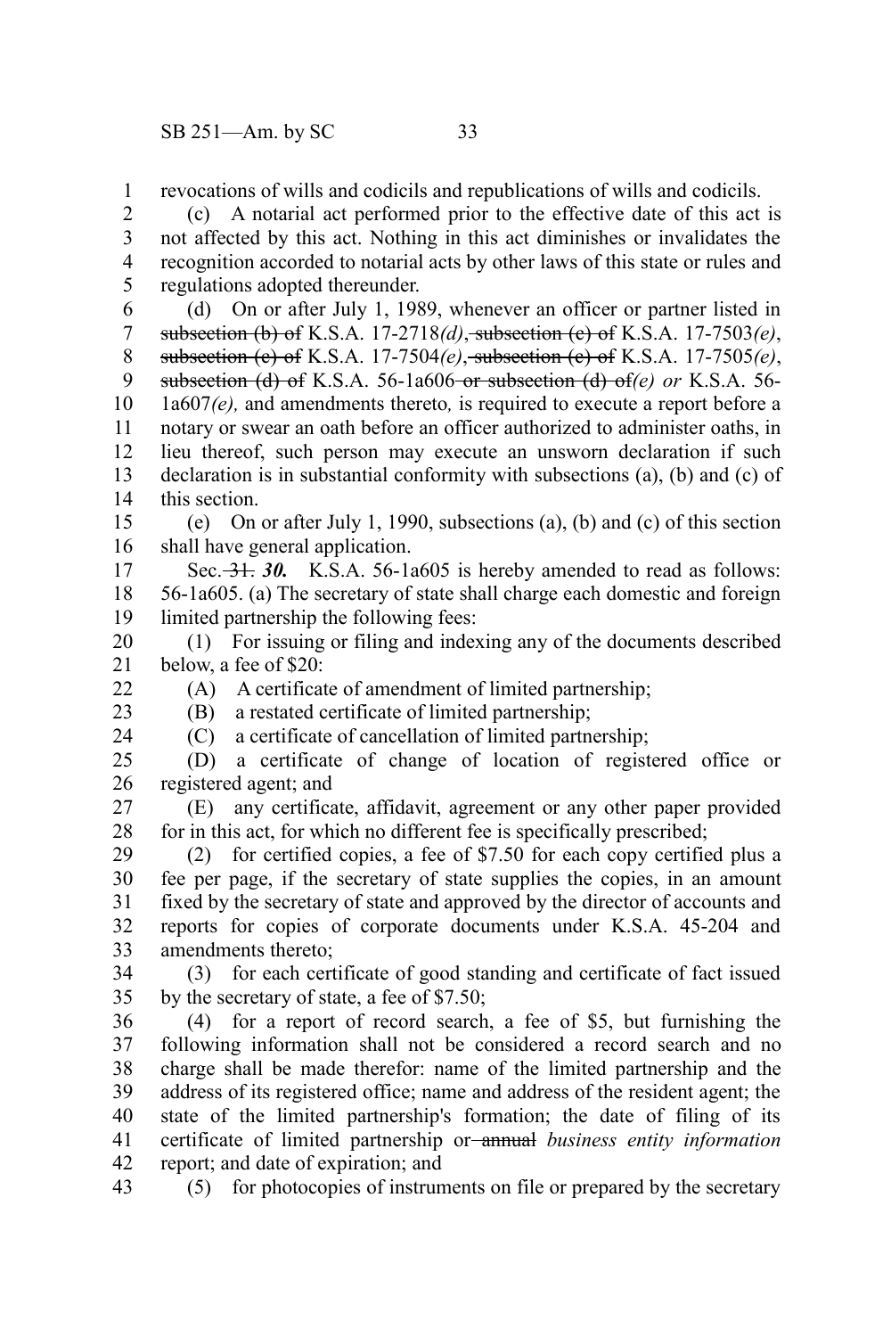revocations of wills and codicils and republications of wills and codicils.

(c) A notarial act performed prior to the effective date of this act is not affected by this act. Nothing in this act diminishes or invalidates the recognition accorded to notarial acts by other laws of this state or rules and regulations adopted thereunder.

(d) On or after July 1, 1989, whenever an officer or partner listed in ~~subsection (b) of~~ K.S.A. 17-2718*(d)*,~~ subsection (c) of~~ K.S.A. 17-7503*(e)*, ~~subsection (c) of~~ K.S.A. 17-7504*(e)*,~~ subsection (c) of~~ K.S.A. 17-7505*(e)*, ~~subsection (d) of~~ K.S.A. 56-1a606~~ or subsection (d) of~~*(e) or* K.S.A. 56-1a607*(e),* and amendments thereto*,* is required to execute a report before a notary or swear an oath before an officer authorized to administer oaths, in lieu thereof, such person may execute an unsworn declaration if such declaration is in substantial conformity with subsections (a), (b) and (c) of this section.

(e) On or after July 1, 1990, subsections (a), (b) and (c) of this section shall have general application.

Sec.~~ 31.~~ ***30.*** K.S.A. 56-1a605 is hereby amended to read as follows: 56-1a605. (a) The secretary of state shall charge each domestic and foreign limited partnership the following fees:

(1) For issuing or filing and indexing any of the documents described below, a fee of $20:

(A) A certificate of amendment of limited partnership;

(B) a restated certificate of limited partnership;

(C) a certificate of cancellation of limited partnership;

(D) a certificate of change of location of registered office or registered agent; and

(E) any certificate, affidavit, agreement or any other paper provided for in this act, for which no different fee is specifically prescribed;

(2) for certified copies, a fee of $7.50 for each copy certified plus a fee per page, if the secretary of state supplies the copies, in an amount fixed by the secretary of state and approved by the director of accounts and reports for copies of corporate documents under K.S.A. 45-204 and amendments thereto;

(3) for each certificate of good standing and certificate of fact issued by the secretary of state, a fee of $7.50;

(4) for a report of record search, a fee of $5, but furnishing the following information shall not be considered a record search and no charge shall be made therefor: name of the limited partnership and the address of its registered office; name and address of the resident agent; the state of the limited partnership's formation; the date of filing of its certificate of limited partnership or~~ annual~~ *business entity information* report; and date of expiration; and

(5) for photocopies of instruments on file or prepared by the secretary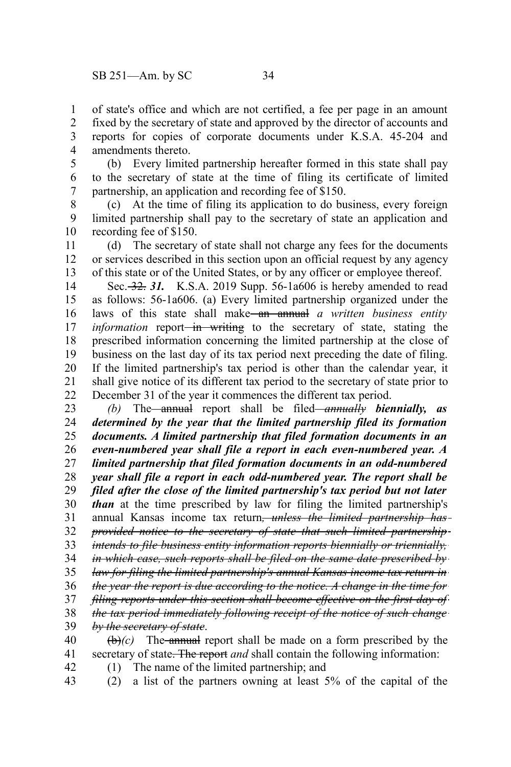of state's office and which are not certified, a fee per page in an amount fixed by the secretary of state and approved by the director of accounts and reports for copies of corporate documents under K.S.A. 45-204 and amendments thereto.

(b) Every limited partnership hereafter formed in this state shall pay to the secretary of state at the time of filing its certificate of limited partnership, an application and recording fee of $150.

(c) At the time of filing its application to do business, every foreign limited partnership shall pay to the secretary of state an application and recording fee of $150.

(d) The secretary of state shall not charge any fees for the documents or services described in this section upon an official request by any agency of this state or of the United States, or by any officer or employee thereof.

Sec. ~~32.~~ ***31.*** K.S.A. 2019 Supp. 56-1a606 is hereby amended to read as follows: 56-1a606. (a) Every limited partnership organized under the laws of this state shall make ~~an annual~~ *a written business entity information* report ~~in writing~~ to the secretary of state, stating the prescribed information concerning the limited partnership at the close of business on the last day of its tax period next preceding the date of filing. If the limited partnership's tax period is other than the calendar year, it shall give notice of its different tax period to the secretary of state prior to December 31 of the year it commences the different tax period.

*(b)* The ~~annual~~ report shall be filed ~~*annually*~~ ***biennially, as determined by the year that the limited partnership filed its formation documents. A limited partnership that filed formation documents in an even-numbered year shall file a report in each even-numbered year. A limited partnership that filed formation documents in an odd-numbered year shall file a report in each odd-numbered year. The report shall be filed after the close of the limited partnership's tax period but not later than*** at the time prescribed by law for filing the limited partnership's annual Kansas income tax return~~*, unless the limited partnership has provided notice to the secretary of state that such limited partnership intends to file business entity information reports biennially or triennially, in which case, such reports shall be filed on the same date prescribed by law for filing the limited partnership's annual Kansas income tax return in the year the report is due according to the notice. A change in the time for filing reports under this section shall become effective on the first day of the tax period immediately following receipt of the notice of such change by the secretary of state*~~.

~~(b)~~*(c)* The ~~annual~~ report shall be made on a form prescribed by the secretary of state~~. The report~~ *and* shall contain the following information:

(1) The name of the limited partnership; and

(2) a list of the partners owning at least 5% of the capital of the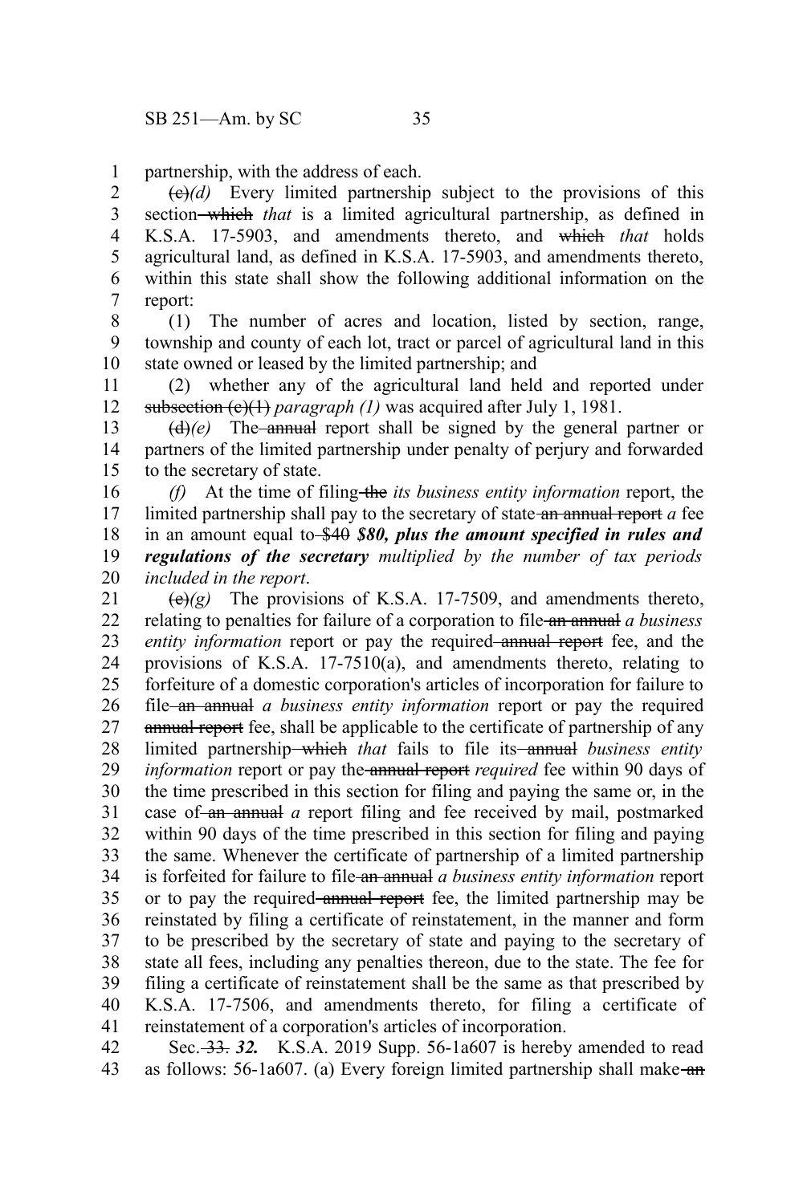partnership, with the address of each.

~~(c)~~*(d)* Every limited partnership subject to the provisions of this section ~~which~~ *that* is a limited agricultural partnership, as defined in K.S.A. 17-5903, and amendments thereto, and ~~which~~ *that* holds agricultural land, as defined in K.S.A. 17-5903, and amendments thereto, within this state shall show the following additional information on the report:

(1) The number of acres and location, listed by section, range, township and county of each lot, tract or parcel of agricultural land in this state owned or leased by the limited partnership; and

(2) whether any of the agricultural land held and reported under ~~subsection (c)(1)~~ *paragraph (1)* was acquired after July 1, 1981.

~~(d)~~*(e)* The ~~annual~~ report shall be signed by the general partner or partners of the limited partnership under penalty of perjury and forwarded to the secretary of state.

*(f)* At the time of filing ~~the~~ *its business entity information* report, the limited partnership shall pay to the secretary of state ~~an annual report~~ *a* fee in an amount equal to ~~$40~~ ***$80, plus the amount specified in rules and regulations of the secretary*** *multiplied by the number of tax periods included in the report*.

~~(e)~~*(g)* The provisions of K.S.A. 17-7509, and amendments thereto, relating to penalties for failure of a corporation to file ~~an annual~~ *a business entity information* report or pay the required ~~annual report~~ fee, and the provisions of K.S.A. 17-7510(a), and amendments thereto, relating to forfeiture of a domestic corporation's articles of incorporation for failure to file ~~an annual~~ *a business entity information* report or pay the required ~~annual report~~ fee, shall be applicable to the certificate of partnership of any limited partnership ~~which~~ *that* fails to file its ~~annual~~ *business entity information* report or pay the ~~annual report~~ *required* fee within 90 days of the time prescribed in this section for filing and paying the same or, in the case of ~~an annual~~ *a* report filing and fee received by mail, postmarked within 90 days of the time prescribed in this section for filing and paying the same. Whenever the certificate of partnership of a limited partnership is forfeited for failure to file ~~an annual~~ *a business entity information* report or to pay the required ~~annual report~~ fee, the limited partnership may be reinstated by filing a certificate of reinstatement, in the manner and form to be prescribed by the secretary of state and paying to the secretary of state all fees, including any penalties thereon, due to the state. The fee for filing a certificate of reinstatement shall be the same as that prescribed by K.S.A. 17-7506, and amendments thereto, for filing a certificate of reinstatement of a corporation's articles of incorporation.

Sec. ~~33.~~ ***32.*** K.S.A. 2019 Supp. 56-1a607 is hereby amended to read as follows: 56-1a607. (a) Every foreign limited partnership shall make ~~an~~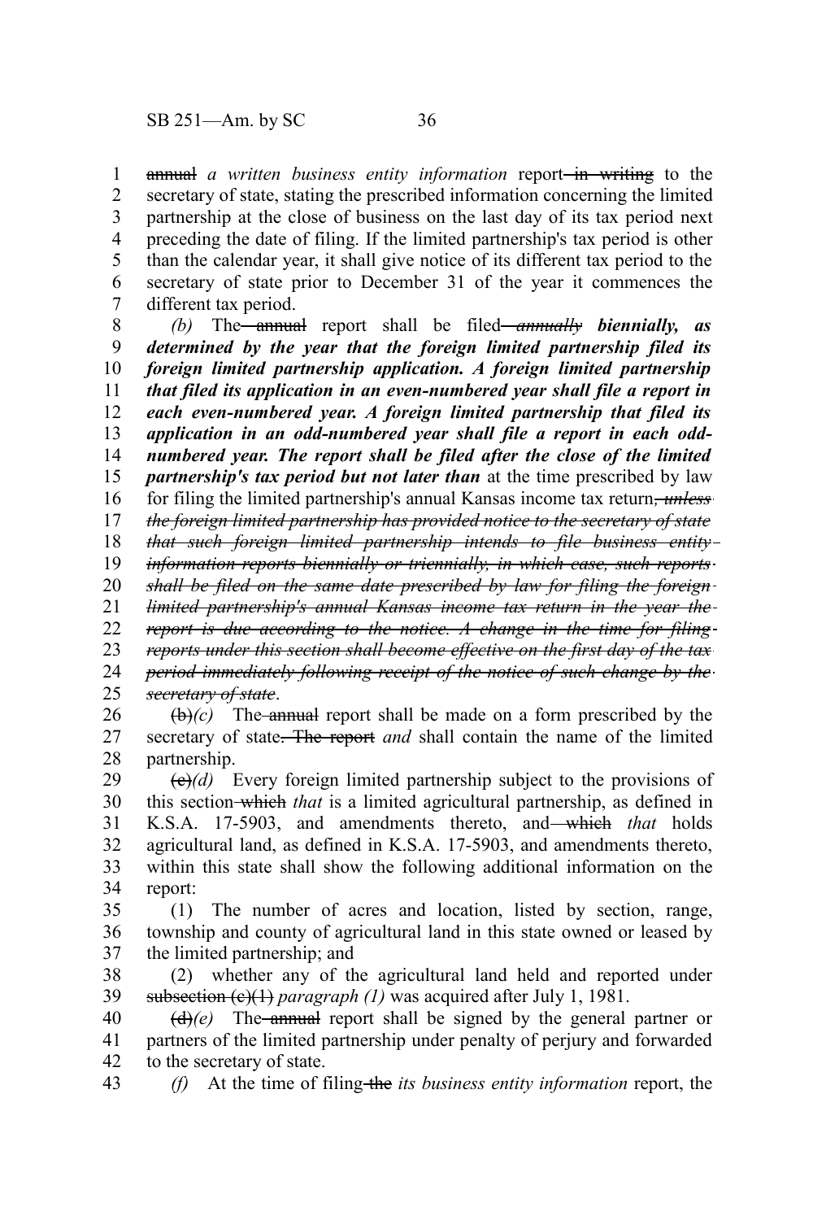~~annual~~ *a written business entity information* report ~~in writing~~ to the secretary of state, stating the prescribed information concerning the limited partnership at the close of business on the last day of its tax period next preceding the date of filing. If the limited partnership's tax period is other than the calendar year, it shall give notice of its different tax period to the secretary of state prior to December 31 of the year it commences the different tax period.

*(b)* The ~~annual~~ report shall be filed ~~*annually*~~ ***biennially, as determined by the year that the foreign limited partnership filed its foreign limited partnership application. A foreign limited partnership that filed its application in an even-numbered year shall file a report in each even-numbered year. A foreign limited partnership that filed its application in an odd-numbered year shall file a report in each odd-numbered year. The report shall be filed after the close of the limited partnership's tax period but not later than*** at the time prescribed by law for filing the limited partnership's annual Kansas income tax return~~*, unless the foreign limited partnership has provided notice to the secretary of state that such foreign limited partnership intends to file business entity information reports biennially or triennially, in which case, such reports shall be filed on the same date prescribed by law for filing the foreign limited partnership's annual Kansas income tax return in the year the report is due according to the notice. A change in the time for filing reports under this section shall become effective on the first day of the tax period immediately following receipt of the notice of such change by the secretary of state*~~.

~~(b)~~*(c)* The ~~annual~~ report shall be made on a form prescribed by the secretary of state~~. The report~~ *and* shall contain the name of the limited partnership.

~~(c)~~*(d)* Every foreign limited partnership subject to the provisions of this section ~~which~~ *that* is a limited agricultural partnership, as defined in K.S.A. 17-5903, and amendments thereto, and ~~which~~ *that* holds agricultural land, as defined in K.S.A. 17-5903, and amendments thereto, within this state shall show the following additional information on the report:

(1) The number of acres and location, listed by section, range, township and county of agricultural land in this state owned or leased by the limited partnership; and

(2) whether any of the agricultural land held and reported under ~~subsection (c)(1)~~ *paragraph (1)* was acquired after July 1, 1981.

~~(d)~~*(e)* The ~~annual~~ report shall be signed by the general partner or partners of the limited partnership under penalty of perjury and forwarded to the secretary of state.

*(f)* At the time of filing ~~the~~ *its business entity information* report, the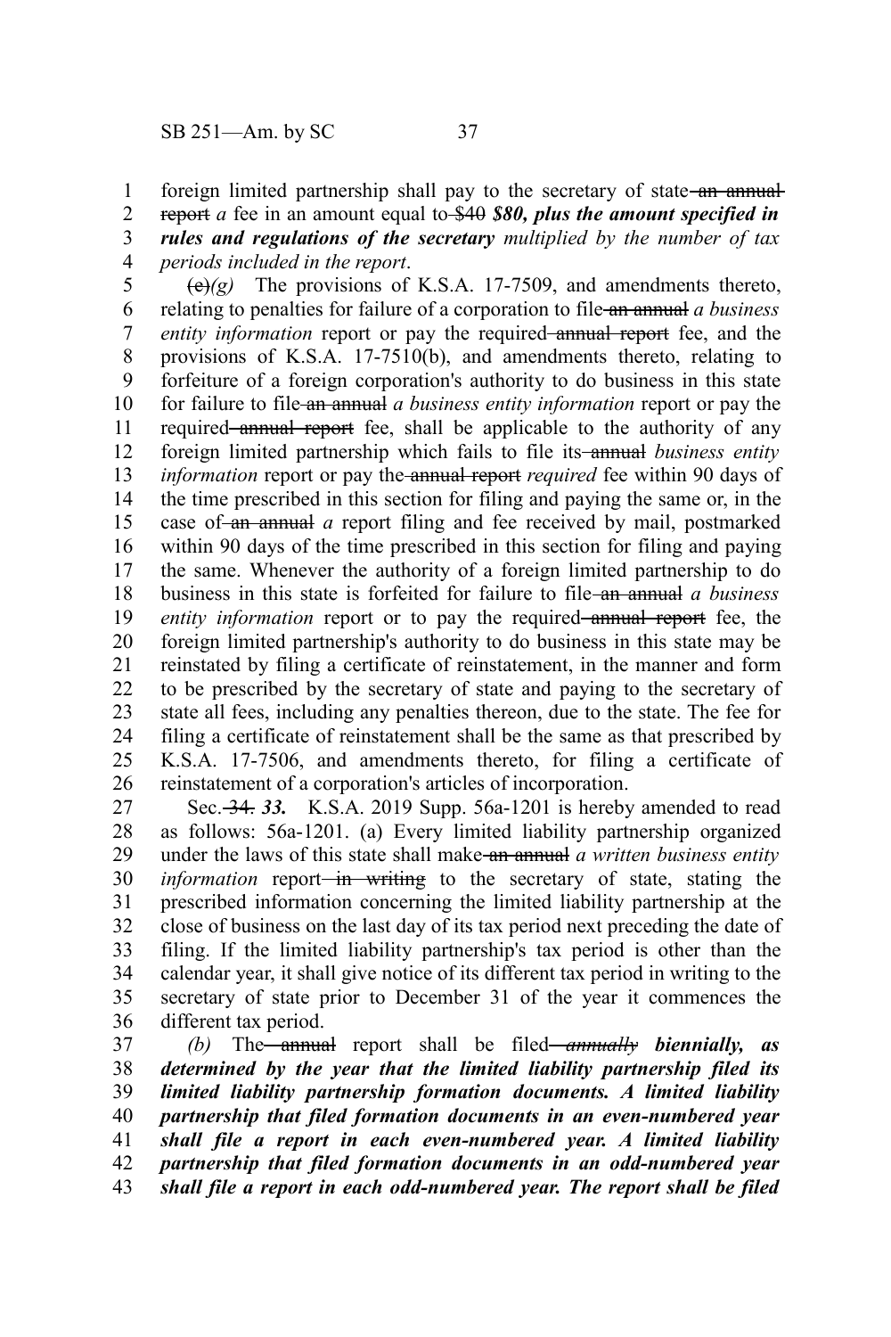foreign limited partnership shall pay to the secretary of state ~~an annual report~~ *a* fee in an amount equal to ~~$40~~ ***$80, plus the amount specified in rules and regulations of the secretary*** *multiplied by the number of tax periods included in the report*.

~~(e)~~*(g)* The provisions of K.S.A. 17-7509, and amendments thereto, relating to penalties for failure of a corporation to file ~~an annual~~ *a business entity information* report or pay the required ~~annual report~~ fee, and the provisions of K.S.A. 17-7510(b), and amendments thereto, relating to forfeiture of a foreign corporation's authority to do business in this state for failure to file ~~an annual~~ *a business entity information* report or pay the required ~~annual report~~ fee, shall be applicable to the authority of any foreign limited partnership which fails to file its ~~annual~~ *business entity information* report or pay the ~~annual report~~ *required* fee within 90 days of the time prescribed in this section for filing and paying the same or, in the case of ~~an annual~~ *a* report filing and fee received by mail, postmarked within 90 days of the time prescribed in this section for filing and paying the same. Whenever the authority of a foreign limited partnership to do business in this state is forfeited for failure to file ~~an annual~~ *a business entity information* report or to pay the required ~~annual report~~ fee, the foreign limited partnership's authority to do business in this state may be reinstated by filing a certificate of reinstatement, in the manner and form to be prescribed by the secretary of state and paying to the secretary of state all fees, including any penalties thereon, due to the state. The fee for filing a certificate of reinstatement shall be the same as that prescribed by K.S.A. 17-7506, and amendments thereto, for filing a certificate of reinstatement of a corporation's articles of incorporation.

Sec. ~~34.~~ ***33.*** K.S.A. 2019 Supp. 56a-1201 is hereby amended to read as follows: 56a-1201. (a) Every limited liability partnership organized under the laws of this state shall make ~~an annual~~ *a written business entity information* report ~~in writing~~ to the secretary of state, stating the prescribed information concerning the limited liability partnership at the close of business on the last day of its tax period next preceding the date of filing. If the limited liability partnership's tax period is other than the calendar year, it shall give notice of its different tax period in writing to the secretary of state prior to December 31 of the year it commences the different tax period.

*(b)* The ~~annual~~ report shall be filed ~~*annually*~~ ***biennially, as determined by the year that the limited liability partnership filed its limited liability partnership formation documents. A limited liability partnership that filed formation documents in an even-numbered year shall file a report in each even-numbered year. A limited liability partnership that filed formation documents in an odd-numbered year shall file a report in each odd-numbered year. The report shall be filed***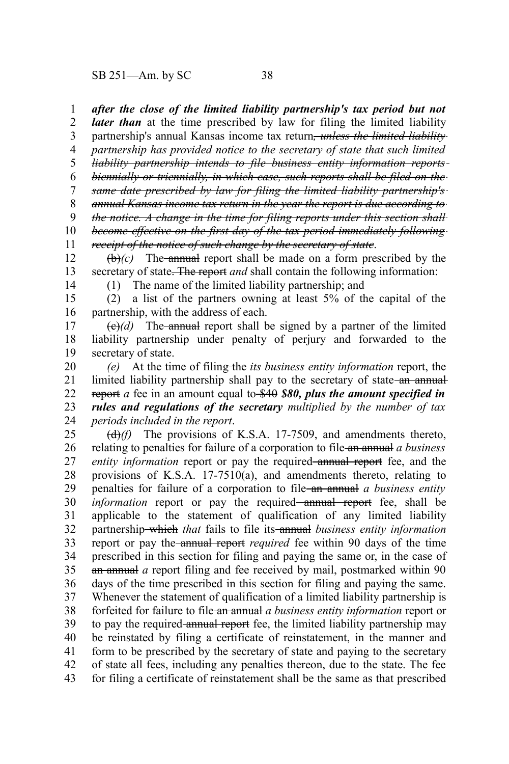***after the close of the limited liability partnership's tax period but not later than*** at the time prescribed by law for filing the limited liability partnership's annual Kansas income tax return~~, unless the limited liability partnership has provided notice to the secretary of state that such limited liability partnership intends to file business entity information reports biennially or triennially, in which case, such reports shall be filed on the same date prescribed by law for filing the limited liability partnership's annual Kansas income tax return in the year the report is due according to the notice. A change in the time for filing reports under this section shall become effective on the first day of the tax period immediately following receipt of the notice of such change by the secretary of state~~.

~~(b)~~*(c)* The ~~annual~~ report shall be made on a form prescribed by the secretary of state~~. The report~~ *and* shall contain the following information:

(1) The name of the limited liability partnership; and

(2) a list of the partners owning at least 5% of the capital of the partnership, with the address of each.

~~(c)~~*(d)* The ~~annual~~ report shall be signed by a partner of the limited liability partnership under penalty of perjury and forwarded to the secretary of state.

*(e)* At the time of filing ~~the~~ *its business entity information* report, the limited liability partnership shall pay to the secretary of state ~~an annual report~~ *a* fee in an amount equal to ~~$40~~ ***$80, plus the amount specified in rules and regulations of the secretary*** *multiplied by the number of tax periods included in the report*.

~~(d)~~*(f)* The provisions of K.S.A. 17-7509, and amendments thereto, relating to penalties for failure of a corporation to file ~~an annual~~ *a business entity information* report or pay the required ~~annual report~~ fee, and the provisions of K.S.A. 17-7510(a), and amendments thereto, relating to penalties for failure of a corporation to file ~~an annual~~ *a business entity information* report or pay the required ~~annual report~~ fee, shall be applicable to the statement of qualification of any limited liability partnership ~~which~~ *that* fails to file its ~~annual~~ *business entity information* report or pay the ~~annual report~~ *required* fee within 90 days of the time prescribed in this section for filing and paying the same or, in the case of ~~an annual~~ *a* report filing and fee received by mail, postmarked within 90 days of the time prescribed in this section for filing and paying the same. Whenever the statement of qualification of a limited liability partnership is forfeited for failure to file ~~an annual~~ *a business entity information* report or to pay the required ~~annual report~~ fee, the limited liability partnership may be reinstated by filing a certificate of reinstatement, in the manner and form to be prescribed by the secretary of state and paying to the secretary of state all fees, including any penalties thereon, due to the state. The fee for filing a certificate of reinstatement shall be the same as that prescribed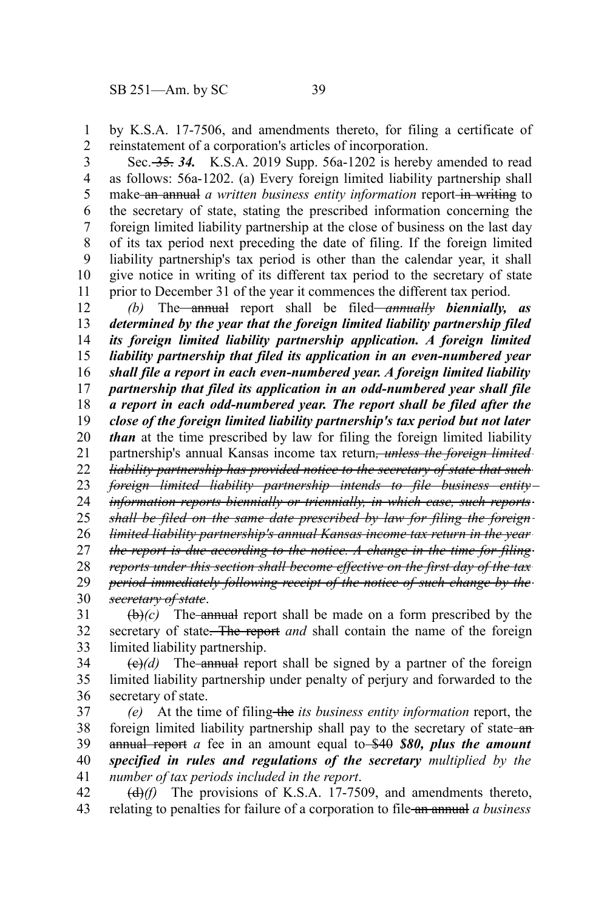by K.S.A. 17-7506, and amendments thereto, for filing a certificate of reinstatement of a corporation's articles of incorporation.

Sec. ~~35.~~ ***34.*** K.S.A. 2019 Supp. 56a-1202 is hereby amended to read as follows: 56a-1202. (a) Every foreign limited liability partnership shall make ~~an annual~~ *a written business entity information* report ~~in writing~~ to the secretary of state, stating the prescribed information concerning the foreign limited liability partnership at the close of business on the last day of its tax period next preceding the date of filing. If the foreign limited liability partnership's tax period is other than the calendar year, it shall give notice in writing of its different tax period to the secretary of state prior to December 31 of the year it commences the different tax period.

*(b)* The ~~annual~~ report shall be filed ~~*annually*~~ ***biennially, as determined by the year that the foreign limited liability partnership filed its foreign limited liability partnership application. A foreign limited liability partnership that filed its application in an even-numbered year shall file a report in each even-numbered year. A foreign limited liability partnership that filed its application in an odd-numbered year shall file a report in each odd-numbered year. The report shall be filed after the close of the foreign limited liability partnership's tax period but not later than*** at the time prescribed by law for filing the foreign limited liability partnership's annual Kansas income tax return~~*, unless the foreign limited liability partnership has provided notice to the secretary of state that such foreign limited liability partnership intends to file business entity information reports biennially or triennially, in which case, such reports shall be filed on the same date prescribed by law for filing the foreign limited liability partnership's annual Kansas income tax return in the year the report is due according to the notice. A change in the time for filing reports under this section shall become effective on the first day of the tax period immediately following receipt of the notice of such change by the secretary of state*~~.

~~(b)~~*(c)* The ~~annual~~ report shall be made on a form prescribed by the secretary of state~~. The report~~ *and* shall contain the name of the foreign limited liability partnership.

~~(c)~~*(d)* The ~~annual~~ report shall be signed by a partner of the foreign limited liability partnership under penalty of perjury and forwarded to the secretary of state.

*(e)* At the time of filing ~~the~~ *its business entity information* report, the foreign limited liability partnership shall pay to the secretary of state ~~an annual report~~ *a* fee in an amount equal to ~~$40~~ ***$80, plus the amount specified in rules and regulations of the secretary*** *multiplied by the number of tax periods included in the report*.

~~(d)~~*(f)* The provisions of K.S.A. 17-7509, and amendments thereto, relating to penalties for failure of a corporation to file ~~an annual~~ *a business*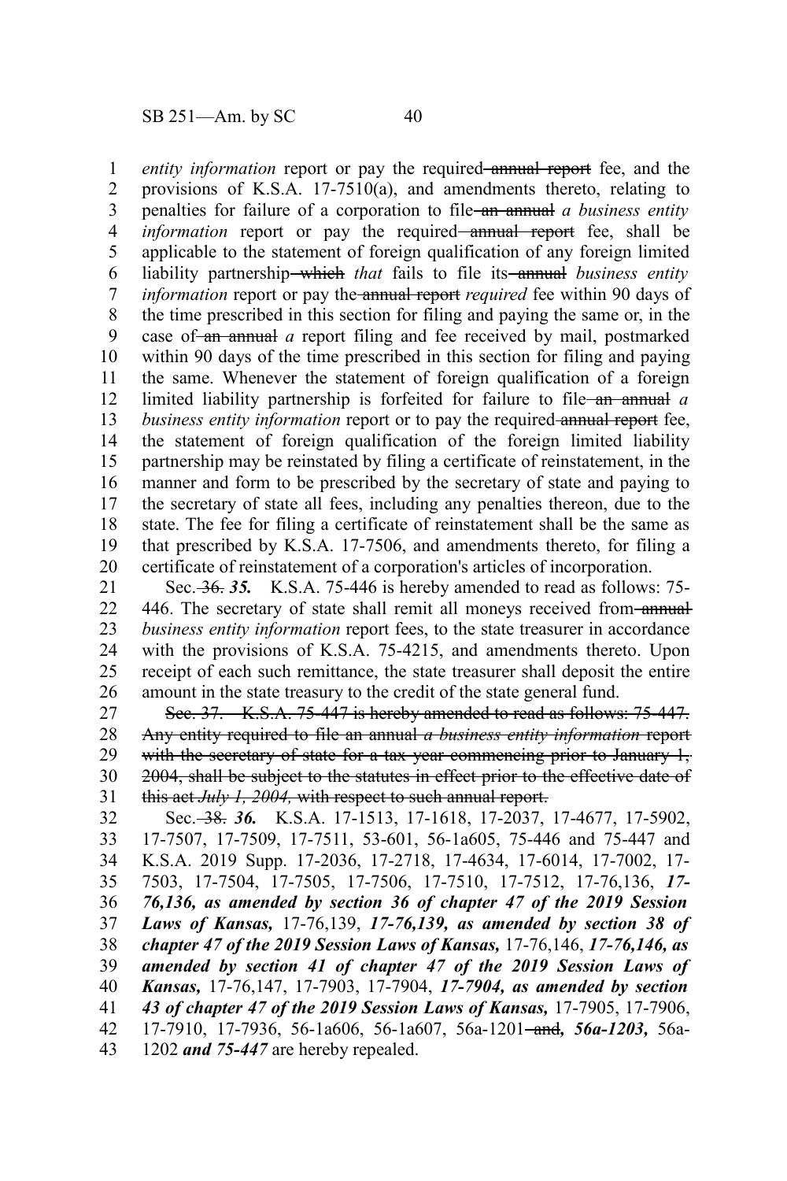*entity information* report or pay the required ~~annual report~~ fee, and the provisions of K.S.A. 17-7510(a), and amendments thereto, relating to penalties for failure of a corporation to file ~~an annual~~ *a business entity information* report or pay the required ~~annual report~~ fee, shall be applicable to the statement of foreign qualification of any foreign limited liability partnership ~~which~~ *that* fails to file its ~~annual~~ *business entity information* report or pay the ~~annual report~~ *required* fee within 90 days of the time prescribed in this section for filing and paying the same or, in the case of ~~an annual~~ *a* report filing and fee received by mail, postmarked within 90 days of the time prescribed in this section for filing and paying the same. Whenever the statement of foreign qualification of a foreign limited liability partnership is forfeited for failure to file ~~an annual~~ *a business entity information* report or to pay the required ~~annual report~~ fee, the statement of foreign qualification of the foreign limited liability partnership may be reinstated by filing a certificate of reinstatement, in the manner and form to be prescribed by the secretary of state and paying to the secretary of state all fees, including any penalties thereon, due to the state. The fee for filing a certificate of reinstatement shall be the same as that prescribed by K.S.A. 17-7506, and amendments thereto, for filing a certificate of reinstatement of a corporation's articles of incorporation.

Sec. ~~36.~~ ***35.*** K.S.A. 75-446 is hereby amended to read as follows: 75-446. The secretary of state shall remit all moneys received from ~~annual~~ *business entity information* report fees, to the state treasurer in accordance with the provisions of K.S.A. 75-4215, and amendments thereto. Upon receipt of each such remittance, the state treasurer shall deposit the entire amount in the state treasury to the credit of the state general fund.

~~Sec. 37. K.S.A. 75-447 is hereby amended to read as follows: 75-447. Any entity required to file an annual *a business entity information* report with the secretary of state for a tax year commencing prior to January 1, 2004, shall be subject to the statutes in effect prior to the effective date of this act *July 1, 2004,* with respect to such annual report.~~

Sec. ~~38.~~ ***36.*** K.S.A. 17-1513, 17-1618, 17-2037, 17-4677, 17-5902, 17-7507, 17-7509, 17-7511, 53-601, 56-1a605, 75-446 and 75-447 and K.S.A. 2019 Supp. 17-2036, 17-2718, 17-4634, 17-6014, 17-7002, 17-7503, 17-7504, 17-7505, 17-7506, 17-7510, 17-7512, 17-76,136, ***17-76,136, as amended by section 36 of chapter 47 of the 2019 Session Laws of Kansas,*** 17-76,139, ***17-76,139, as amended by section 38 of chapter 47 of the 2019 Session Laws of Kansas,*** 17-76,146, ***17-76,146, as amended by section 41 of chapter 47 of the 2019 Session Laws of Kansas,*** 17-76,147, 17-7903, 17-7904, ***17-7904, as amended by section 43 of chapter 47 of the 2019 Session Laws of Kansas,*** 17-7905, 17-7906, 17-7910, 17-7936, 56-1a606, 56-1a607, 56a-1201 ~~and~~***, 56a-1203,*** 56a-1202 ***and 75-447*** are hereby repealed.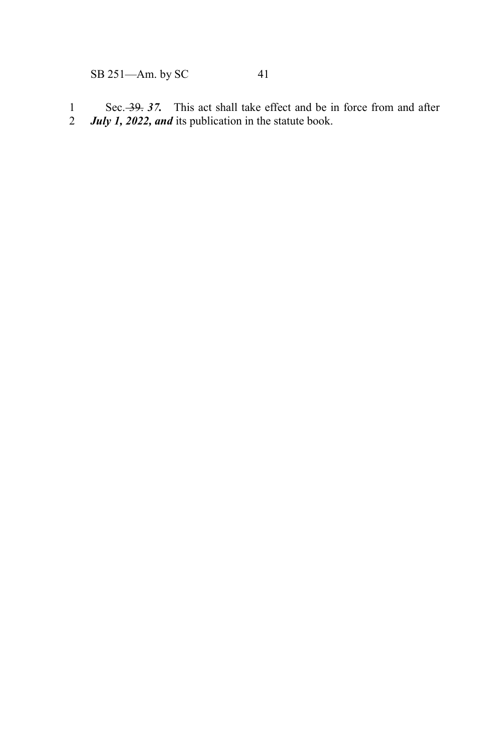1 Sec. ~~39.~~ ***37.*** This act shall take effect and be in force from and after
2 ***July 1, 2022, and*** its publication in the statute book.